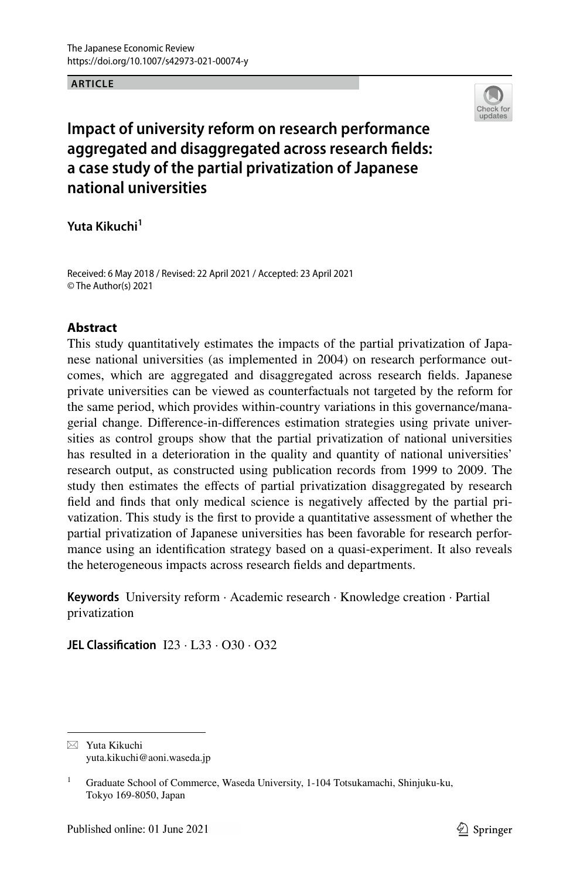**ARTICLE**

# Impact of university reform on research performance aggregated and disaggregated across research fields: a case study of the partial privatization of Japanese national universities

**Yuta Kikuchi**[1]

Received: 6 May 2018 / Revised: 22 April 2021 / Accepted: 23 April 2021
© The Author(s) 2021

## Abstract

This study quantitatively estimates the impacts of the partial privatization of Japanese national universities (as implemented in 2004) on research performance outcomes, which are aggregated and disaggregated across research fields. Japanese private universities can be viewed as counterfactuals not targeted by the reform for the same period, which provides within-country variations in this governance/managerial change. Difference-in-differences estimation strategies using private universities as control groups show that the partial privatization of national universities has resulted in a deterioration in the quality and quantity of national universities' research output, as constructed using publication records from 1999 to 2009. The study then estimates the effects of partial privatization disaggregated by research field and finds that only medical science is negatively affected by the partial privatization. This study is the first to provide a quantitative assessment of whether the partial privatization of Japanese universities has been favorable for research performance using an identification strategy based on a quasi-experiment. It also reveals the heterogeneous impacts across research fields and departments.

**Keywords** University reform · Academic research · Knowledge creation · Partial privatization

**JEL Classification** I23 · L33 · O30 · O32

---

✉ Yuta Kikuchi
yuta.kikuchi@aoni.waseda.jp

[1] Graduate School of Commerce, Waseda University, 1-104 Totsukamachi, Shinjuku-ku, Tokyo 169-8050, Japan

Published online: 01 June 2021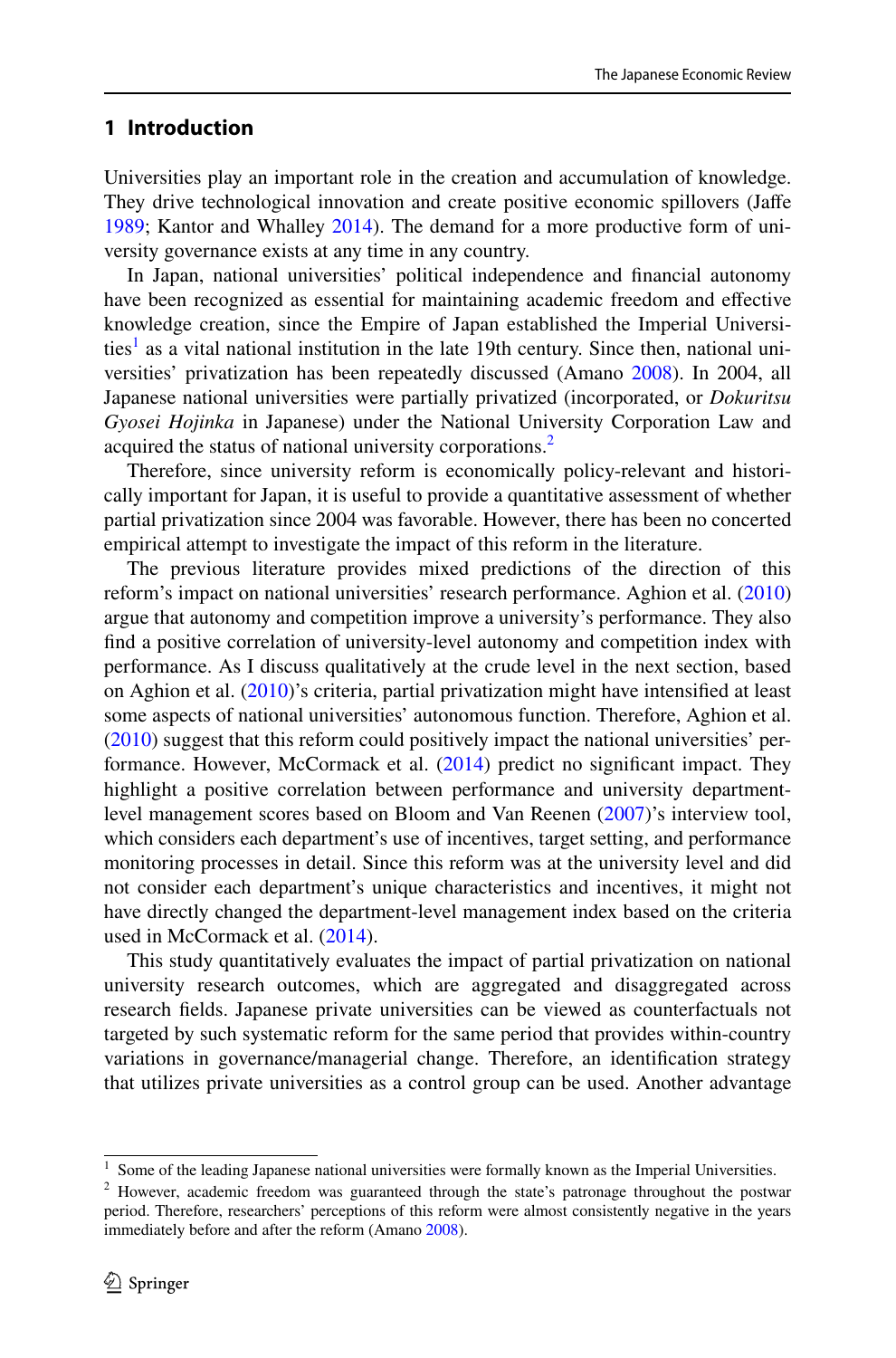## 1 Introduction

Universities play an important role in the creation and accumulation of knowledge. They drive technological innovation and create positive economic spillovers (Jaffe 1989; Kantor and Whalley 2014). The demand for a more productive form of university governance exists at any time in any country.

In Japan, national universities' political independence and financial autonomy have been recognized as essential for maintaining academic freedom and effective knowledge creation, since the Empire of Japan established the Imperial Universities[1] as a vital national institution in the late 19th century. Since then, national universities' privatization has been repeatedly discussed (Amano 2008). In 2004, all Japanese national universities were partially privatized (incorporated, or *Dokuritsu Gyosei Hojinka* in Japanese) under the National University Corporation Law and acquired the status of national university corporations.[2]

Therefore, since university reform is economically policy-relevant and historically important for Japan, it is useful to provide a quantitative assessment of whether partial privatization since 2004 was favorable. However, there has been no concerted empirical attempt to investigate the impact of this reform in the literature.

The previous literature provides mixed predictions of the direction of this reform's impact on national universities' research performance. Aghion et al. (2010) argue that autonomy and competition improve a university's performance. They also find a positive correlation of university-level autonomy and competition index with performance. As I discuss qualitatively at the crude level in the next section, based on Aghion et al. (2010)'s criteria, partial privatization might have intensified at least some aspects of national universities' autonomous function. Therefore, Aghion et al. (2010) suggest that this reform could positively impact the national universities' performance. However, McCormack et al. (2014) predict no significant impact. They highlight a positive correlation between performance and university department-level management scores based on Bloom and Van Reenen (2007)'s interview tool, which considers each department's use of incentives, target setting, and performance monitoring processes in detail. Since this reform was at the university level and did not consider each department's unique characteristics and incentives, it might not have directly changed the department-level management index based on the criteria used in McCormack et al. (2014).

This study quantitatively evaluates the impact of partial privatization on national university research outcomes, which are aggregated and disaggregated across research fields. Japanese private universities can be viewed as counterfactuals not targeted by such systematic reform for the same period that provides within-country variations in governance/managerial change. Therefore, an identification strategy that utilizes private universities as a control group can be used. Another advantage

[1] Some of the leading Japanese national universities were formally known as the Imperial Universities.

[2] However, academic freedom was guaranteed through the state's patronage throughout the postwar period. Therefore, researchers' perceptions of this reform were almost consistently negative in the years immediately before and after the reform (Amano 2008).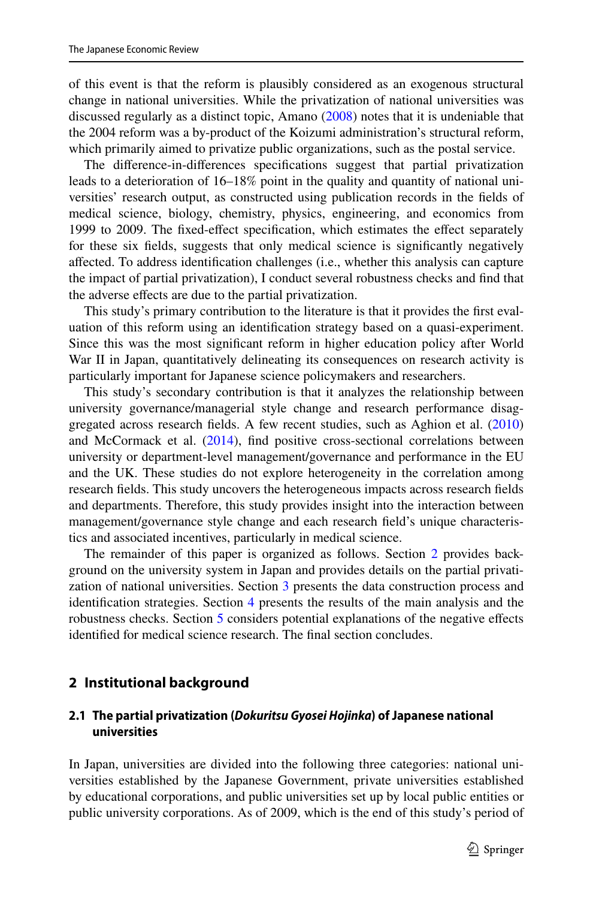of this event is that the reform is plausibly considered as an exogenous structural change in national universities. While the privatization of national universities was discussed regularly as a distinct topic, Amano (2008) notes that it is undeniable that the 2004 reform was a by-product of the Koizumi administration's structural reform, which primarily aimed to privatize public organizations, such as the postal service.

The difference-in-differences specifications suggest that partial privatization leads to a deterioration of 16–18% point in the quality and quantity of national universities' research output, as constructed using publication records in the fields of medical science, biology, chemistry, physics, engineering, and economics from 1999 to 2009. The fixed-effect specification, which estimates the effect separately for these six fields, suggests that only medical science is significantly negatively affected. To address identification challenges (i.e., whether this analysis can capture the impact of partial privatization), I conduct several robustness checks and find that the adverse effects are due to the partial privatization.

This study's primary contribution to the literature is that it provides the first evaluation of this reform using an identification strategy based on a quasi-experiment. Since this was the most significant reform in higher education policy after World War II in Japan, quantitatively delineating its consequences on research activity is particularly important for Japanese science policymakers and researchers.

This study's secondary contribution is that it analyzes the relationship between university governance/managerial style change and research performance disaggregated across research fields. A few recent studies, such as Aghion et al. (2010) and McCormack et al. (2014), find positive cross-sectional correlations between university or department-level management/governance and performance in the EU and the UK. These studies do not explore heterogeneity in the correlation among research fields. This study uncovers the heterogeneous impacts across research fields and departments. Therefore, this study provides insight into the interaction between management/governance style change and each research field's unique characteristics and associated incentives, particularly in medical science.

The remainder of this paper is organized as follows. Section 2 provides background on the university system in Japan and provides details on the partial privatization of national universities. Section 3 presents the data construction process and identification strategies. Section 4 presents the results of the main analysis and the robustness checks. Section 5 considers potential explanations of the negative effects identified for medical science research. The final section concludes.

## 2 Institutional background

### 2.1 The partial privatization (*Dokuritsu Gyosei Hojinka*) of Japanese national universities

In Japan, universities are divided into the following three categories: national universities established by the Japanese Government, private universities established by educational corporations, and public universities set up by local public entities or public university corporations. As of 2009, which is the end of this study's period of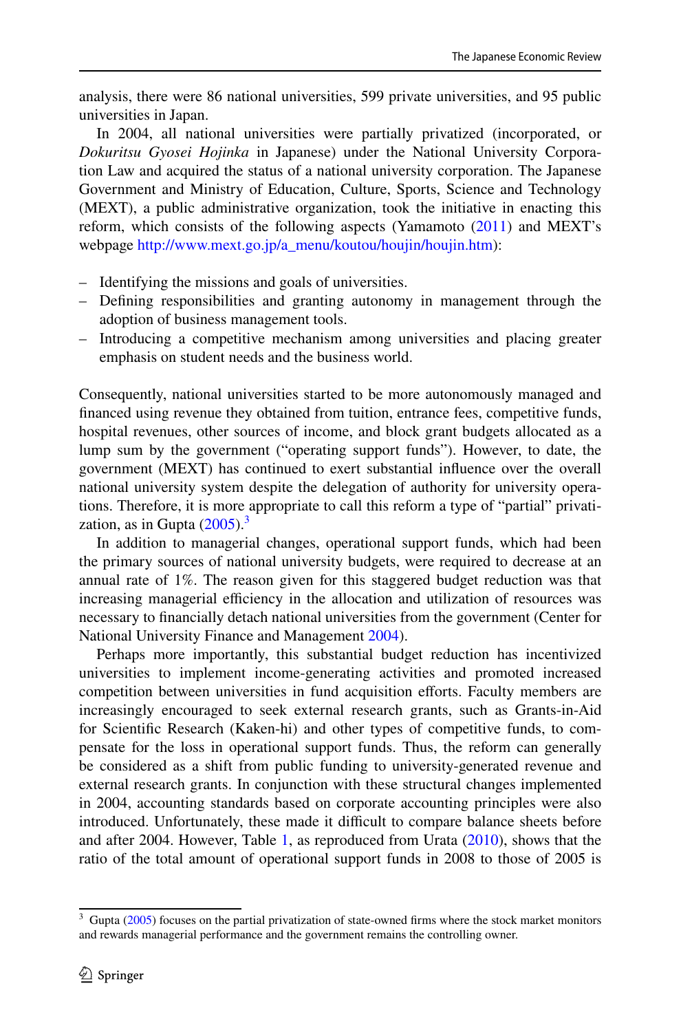analysis, there were 86 national universities, 599 private universities, and 95 public universities in Japan.

In 2004, all national universities were partially privatized (incorporated, or *Dokuritsu Gyosei Hojinka* in Japanese) under the National University Corporation Law and acquired the status of a national university corporation. The Japanese Government and Ministry of Education, Culture, Sports, Science and Technology (MEXT), a public administrative organization, took the initiative in enacting this reform, which consists of the following aspects (Yamamoto (2011) and MEXT's webpage http://www.mext.go.jp/a_menu/koutou/houjin/houjin.htm):

- Identifying the missions and goals of universities.
- Defining responsibilities and granting autonomy in management through the adoption of business management tools.
- Introducing a competitive mechanism among universities and placing greater emphasis on student needs and the business world.

Consequently, national universities started to be more autonomously managed and financed using revenue they obtained from tuition, entrance fees, competitive funds, hospital revenues, other sources of income, and block grant budgets allocated as a lump sum by the government ("operating support funds"). However, to date, the government (MEXT) has continued to exert substantial influence over the overall national university system despite the delegation of authority for university operations. Therefore, it is more appropriate to call this reform a type of "partial" privatization, as in Gupta (2005).[3]

In addition to managerial changes, operational support funds, which had been the primary sources of national university budgets, were required to decrease at an annual rate of 1%. The reason given for this staggered budget reduction was that increasing managerial efficiency in the allocation and utilization of resources was necessary to financially detach national universities from the government (Center for National University Finance and Management 2004).

Perhaps more importantly, this substantial budget reduction has incentivized universities to implement income-generating activities and promoted increased competition between universities in fund acquisition efforts. Faculty members are increasingly encouraged to seek external research grants, such as Grants-in-Aid for Scientific Research (Kaken-hi) and other types of competitive funds, to compensate for the loss in operational support funds. Thus, the reform can generally be considered as a shift from public funding to university-generated revenue and external research grants. In conjunction with these structural changes implemented in 2004, accounting standards based on corporate accounting principles were also introduced. Unfortunately, these made it difficult to compare balance sheets before and after 2004. However, Table 1, as reproduced from Urata (2010), shows that the ratio of the total amount of operational support funds in 2008 to those of 2005 is

[3] Gupta (2005) focuses on the partial privatization of state-owned firms where the stock market monitors and rewards managerial performance and the government remains the controlling owner.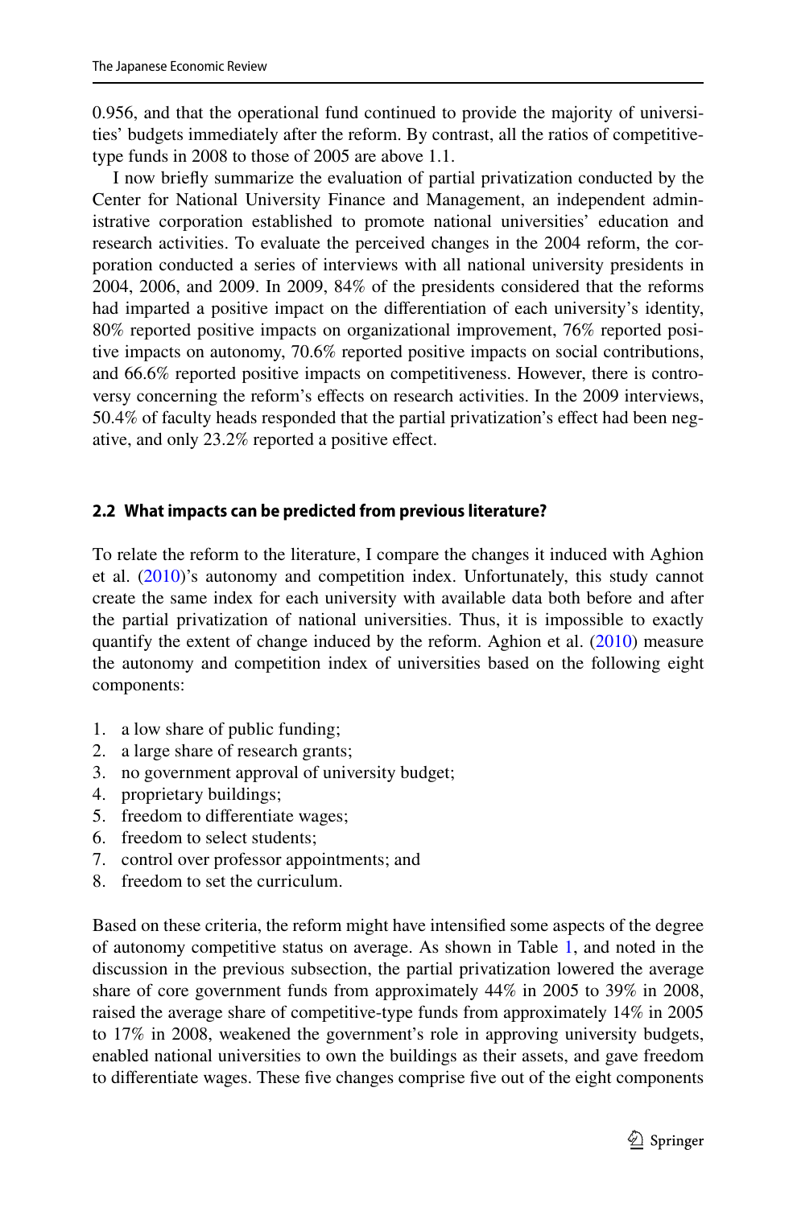0.956, and that the operational fund continued to provide the majority of universities' budgets immediately after the reform. By contrast, all the ratios of competitive-type funds in 2008 to those of 2005 are above 1.1.

I now briefly summarize the evaluation of partial privatization conducted by the Center for National University Finance and Management, an independent administrative corporation established to promote national universities' education and research activities. To evaluate the perceived changes in the 2004 reform, the corporation conducted a series of interviews with all national university presidents in 2004, 2006, and 2009. In 2009, 84% of the presidents considered that the reforms had imparted a positive impact on the differentiation of each university's identity, 80% reported positive impacts on organizational improvement, 76% reported positive impacts on autonomy, 70.6% reported positive impacts on social contributions, and 66.6% reported positive impacts on competitiveness. However, there is controversy concerning the reform's effects on research activities. In the 2009 interviews, 50.4% of faculty heads responded that the partial privatization's effect had been negative, and only 23.2% reported a positive effect.

### 2.2 What impacts can be predicted from previous literature?

To relate the reform to the literature, I compare the changes it induced with Aghion et al. (2010)'s autonomy and competition index. Unfortunately, this study cannot create the same index for each university with available data both before and after the partial privatization of national universities. Thus, it is impossible to exactly quantify the extent of change induced by the reform. Aghion et al. (2010) measure the autonomy and competition index of universities based on the following eight components:

1. a low share of public funding;
2. a large share of research grants;
3. no government approval of university budget;
4. proprietary buildings;
5. freedom to differentiate wages;
6. freedom to select students;
7. control over professor appointments; and
8. freedom to set the curriculum.

Based on these criteria, the reform might have intensified some aspects of the degree of autonomy competitive status on average. As shown in Table 1, and noted in the discussion in the previous subsection, the partial privatization lowered the average share of core government funds from approximately 44% in 2005 to 39% in 2008, raised the average share of competitive-type funds from approximately 14% in 2005 to 17% in 2008, weakened the government's role in approving university budgets, enabled national universities to own the buildings as their assets, and gave freedom to differentiate wages. These five changes comprise five out of the eight components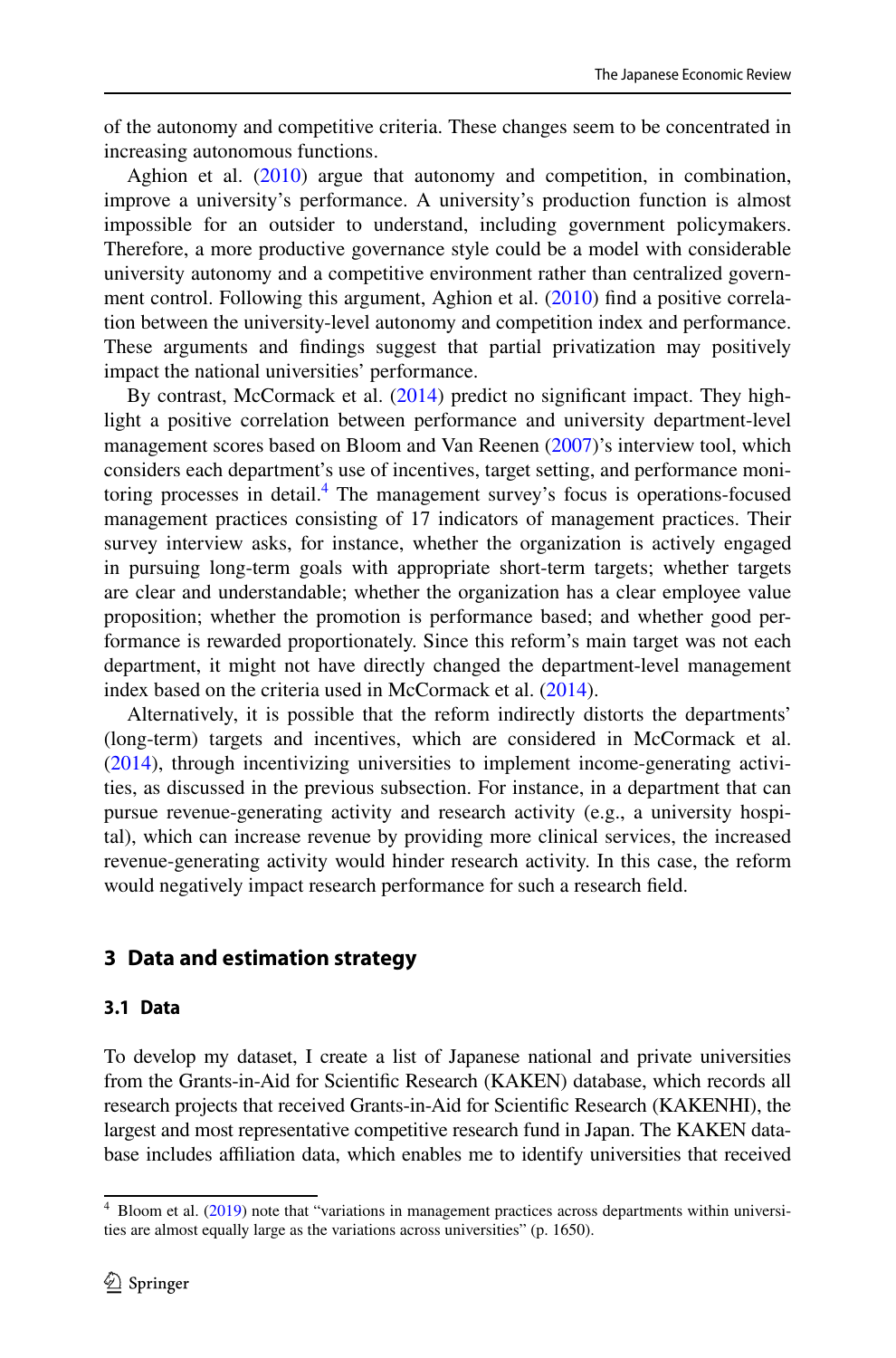of the autonomy and competitive criteria. These changes seem to be concentrated in increasing autonomous functions.

Aghion et al. (2010) argue that autonomy and competition, in combination, improve a university's performance. A university's production function is almost impossible for an outsider to understand, including government policymakers. Therefore, a more productive governance style could be a model with considerable university autonomy and a competitive environment rather than centralized government control. Following this argument, Aghion et al. (2010) find a positive correlation between the university-level autonomy and competition index and performance. These arguments and findings suggest that partial privatization may positively impact the national universities' performance.

By contrast, McCormack et al. (2014) predict no significant impact. They highlight a positive correlation between performance and university department-level management scores based on Bloom and Van Reenen (2007)'s interview tool, which considers each department's use of incentives, target setting, and performance monitoring processes in detail.[4] The management survey's focus is operations-focused management practices consisting of 17 indicators of management practices. Their survey interview asks, for instance, whether the organization is actively engaged in pursuing long-term goals with appropriate short-term targets; whether targets are clear and understandable; whether the organization has a clear employee value proposition; whether the promotion is performance based; and whether good performance is rewarded proportionately. Since this reform's main target was not each department, it might not have directly changed the department-level management index based on the criteria used in McCormack et al. (2014).

Alternatively, it is possible that the reform indirectly distorts the departments' (long-term) targets and incentives, which are considered in McCormack et al. (2014), through incentivizing universities to implement income-generating activities, as discussed in the previous subsection. For instance, in a department that can pursue revenue-generating activity and research activity (e.g., a university hospital), which can increase revenue by providing more clinical services, the increased revenue-generating activity would hinder research activity. In this case, the reform would negatively impact research performance for such a research field.

## 3 Data and estimation strategy

### 3.1 Data

To develop my dataset, I create a list of Japanese national and private universities from the Grants-in-Aid for Scientific Research (KAKEN) database, which records all research projects that received Grants-in-Aid for Scientific Research (KAKENHI), the largest and most representative competitive research fund in Japan. The KAKEN database includes affiliation data, which enables me to identify universities that received

[4] Bloom et al. (2019) note that "variations in management practices across departments within universities are almost equally large as the variations across universities" (p. 1650).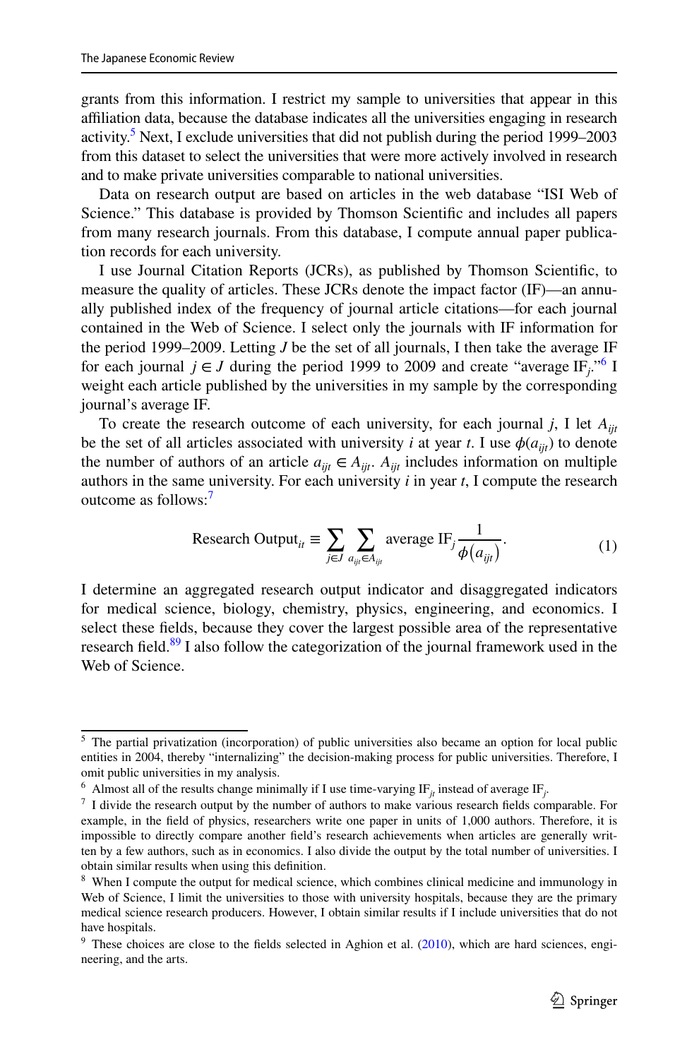grants from this information. I restrict my sample to universities that appear in this affiliation data, because the database indicates all the universities engaging in research activity.[5] Next, I exclude universities that did not publish during the period 1999–2003 from this dataset to select the universities that were more actively involved in research and to make private universities comparable to national universities.

Data on research output are based on articles in the web database "ISI Web of Science." This database is provided by Thomson Scientific and includes all papers from many research journals. From this database, I compute annual paper publication records for each university.

I use Journal Citation Reports (JCRs), as published by Thomson Scientific, to measure the quality of articles. These JCRs denote the impact factor (IF)—an annually published index of the frequency of journal article citations—for each journal contained in the Web of Science. I select only the journals with IF information for the period 1999–2009. Letting $J$ be the set of all journals, I then take the average IF for each journal $j \in J$ during the period 1999 to 2009 and create "average $\text{IF}_j$."[6] I weight each article published by the universities in my sample by the corresponding journal's average IF.

To create the research outcome of each university, for each journal $j$, I let $A_{ijt}$ be the set of all articles associated with university $i$ at year $t$. I use $\phi(a_{ijt})$ to denote the number of authors of an article $a_{ijt} \in A_{ijt}$. $A_{ijt}$ includes information on multiple authors in the same university. For each university $i$ in year $t$, I compute the research outcome as follows:[7]

$$\text{Research Output}_{it} \equiv \sum_{j \in J} \sum_{a_{ijt} \in A_{ijt}} \text{average IF}_j \frac{1}{\phi(a_{ijt})}. \tag{1}$$

I determine an aggregated research output indicator and disaggregated indicators for medical science, biology, chemistry, physics, engineering, and economics. I select these fields, because they cover the largest possible area of the representative research field.[8,9] I also follow the categorization of the journal framework used in the Web of Science.

---

[5] The partial privatization (incorporation) of public universities also became an option for local public entities in 2004, thereby "internalizing" the decision-making process for public universities. Therefore, I omit public universities in my analysis.

[6] Almost all of the results change minimally if I use time-varying $\text{IF}_{jt}$ instead of average $\text{IF}_j$.

[7] I divide the research output by the number of authors to make various research fields comparable. For example, in the field of physics, researchers write one paper in units of 1,000 authors. Therefore, it is impossible to directly compare another field's research achievements when articles are generally written by a few authors, such as in economics. I also divide the output by the total number of universities. I obtain similar results when using this definition.

[8] When I compute the output for medical science, which combines clinical medicine and immunology in Web of Science, I limit the universities to those with university hospitals, because they are the primary medical science research producers. However, I obtain similar results if I include universities that do not have hospitals.

[9] These choices are close to the fields selected in Aghion et al. (2010), which are hard sciences, engineering, and the arts.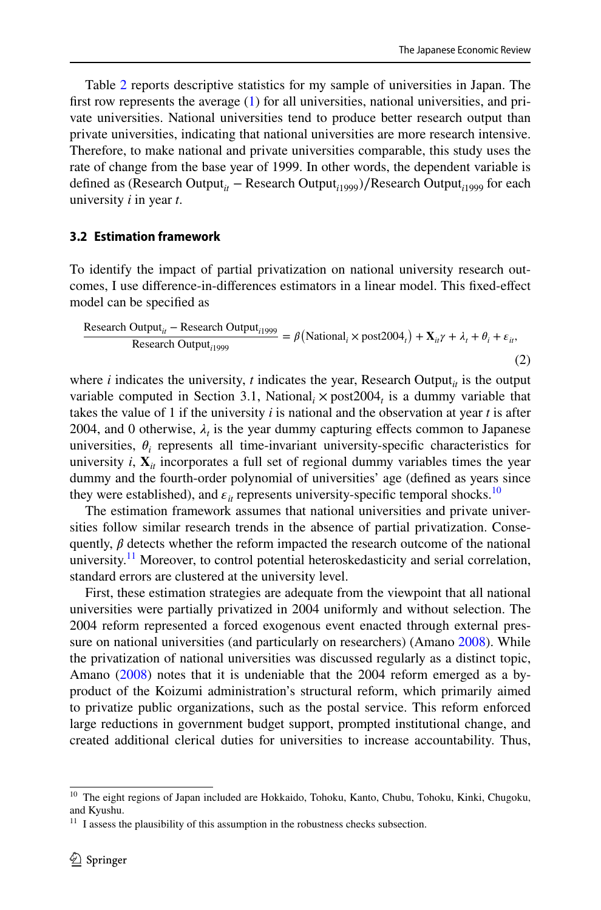Table 2 reports descriptive statistics for my sample of universities in Japan. The first row represents the average (1) for all universities, national universities, and private universities. National universities tend to produce better research output than private universities, indicating that national universities are more research intensive. Therefore, to make national and private universities comparable, this study uses the rate of change from the base year of 1999. In other words, the dependent variable is defined as (Research Output$_{it}$ − Research Output$_{i1999}$)/Research Output$_{i1999}$ for each university $i$ in year $t$.

### 3.2 Estimation framework

To identify the impact of partial privatization on national university research outcomes, I use difference-in-differences estimators in a linear model. This fixed-effect model can be specified as

$$\frac{\text{Research Output}_{it} - \text{Research Output}_{i1999}}{\text{Research Output}_{i1999}} = \beta\left(\text{National}_i \times \text{post2004}_t\right) + \mathbf{X}_{it}\gamma + \lambda_t + \theta_i + \varepsilon_{it}, \tag{2}$$

where $i$ indicates the university, $t$ indicates the year, Research Output$_{it}$ is the output variable computed in Section 3.1, National$_i$ × post2004$_t$ is a dummy variable that takes the value of 1 if the university $i$ is national and the observation at year $t$ is after 2004, and 0 otherwise, $\lambda_t$ is the year dummy capturing effects common to Japanese universities, $\theta_i$ represents all time-invariant university-specific characteristics for university $i$, $\mathbf{X}_{it}$ incorporates a full set of regional dummy variables times the year dummy and the fourth-order polynomial of universities' age (defined as years since they were established), and $\varepsilon_{it}$ represents university-specific temporal shocks.[10]

The estimation framework assumes that national universities and private universities follow similar research trends in the absence of partial privatization. Consequently, $\beta$ detects whether the reform impacted the research outcome of the national university.[11] Moreover, to control potential heteroskedasticity and serial correlation, standard errors are clustered at the university level.

First, these estimation strategies are adequate from the viewpoint that all national universities were partially privatized in 2004 uniformly and without selection. The 2004 reform represented a forced exogenous event enacted through external pressure on national universities (and particularly on researchers) (Amano 2008). While the privatization of national universities was discussed regularly as a distinct topic, Amano (2008) notes that it is undeniable that the 2004 reform emerged as a by-product of the Koizumi administration's structural reform, which primarily aimed to privatize public organizations, such as the postal service. This reform enforced large reductions in government budget support, prompted institutional change, and created additional clerical duties for universities to increase accountability. Thus,

---

[10] The eight regions of Japan included are Hokkaido, Tohoku, Kanto, Chubu, Tohoku, Kinki, Chugoku, and Kyushu.

[11] I assess the plausibility of this assumption in the robustness checks subsection.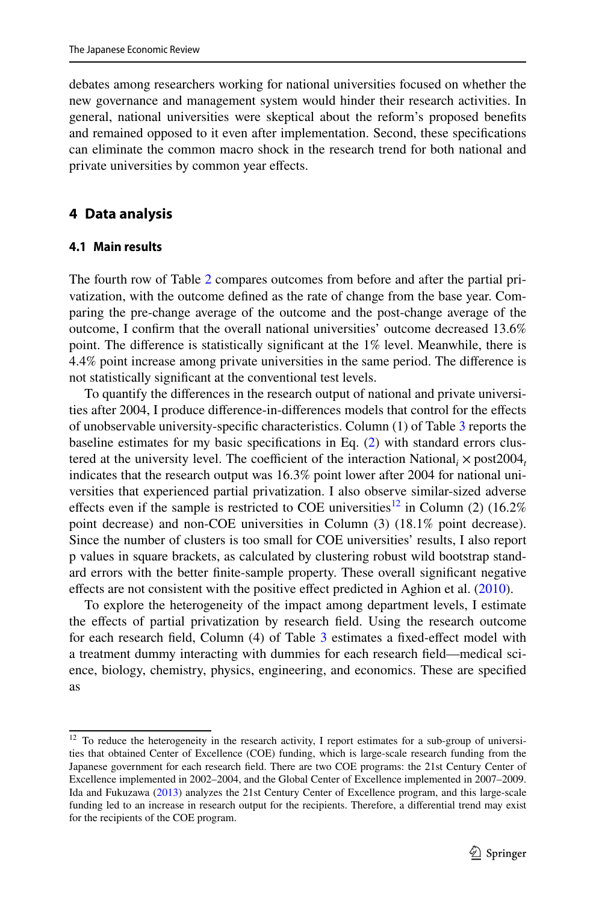debates among researchers working for national universities focused on whether the new governance and management system would hinder their research activities. In general, national universities were skeptical about the reform's proposed benefits and remained opposed to it even after implementation. Second, these specifications can eliminate the common macro shock in the research trend for both national and private universities by common year effects.

## 4 Data analysis

### 4.1 Main results

The fourth row of Table 2 compares outcomes from before and after the partial privatization, with the outcome defined as the rate of change from the base year. Comparing the pre-change average of the outcome and the post-change average of the outcome, I confirm that the overall national universities' outcome decreased 13.6% point. The difference is statistically significant at the 1% level. Meanwhile, there is 4.4% point increase among private universities in the same period. The difference is not statistically significant at the conventional test levels.

To quantify the differences in the research output of national and private universities after 2004, I produce difference-in-differences models that control for the effects of unobservable university-specific characteristics. Column (1) of Table 3 reports the baseline estimates for my basic specifications in Eq. (2) with standard errors clustered at the university level. The coefficient of the interaction $\text{National}_i \times \text{post2004}_t$ indicates that the research output was 16.3% point lower after 2004 for national universities that experienced partial privatization. I also observe similar-sized adverse effects even if the sample is restricted to COE universities[12] in Column (2) (16.2% point decrease) and non-COE universities in Column (3) (18.1% point decrease). Since the number of clusters is too small for COE universities' results, I also report p values in square brackets, as calculated by clustering robust wild bootstrap standard errors with the better finite-sample property. These overall significant negative effects are not consistent with the positive effect predicted in Aghion et al. (2010).

To explore the heterogeneity of the impact among department levels, I estimate the effects of partial privatization by research field. Using the research outcome for each research field, Column (4) of Table 3 estimates a fixed-effect model with a treatment dummy interacting with dummies for each research field—medical science, biology, chemistry, physics, engineering, and economics. These are specified as

---

[12] To reduce the heterogeneity in the research activity, I report estimates for a sub-group of universities that obtained Center of Excellence (COE) funding, which is large-scale research funding from the Japanese government for each research field. There are two COE programs: the 21st Century Center of Excellence implemented in 2002–2004, and the Global Center of Excellence implemented in 2007–2009. Ida and Fukuzawa (2013) analyzes the 21st Century Center of Excellence program, and this large-scale funding led to an increase in research output for the recipients. Therefore, a differential trend may exist for the recipients of the COE program.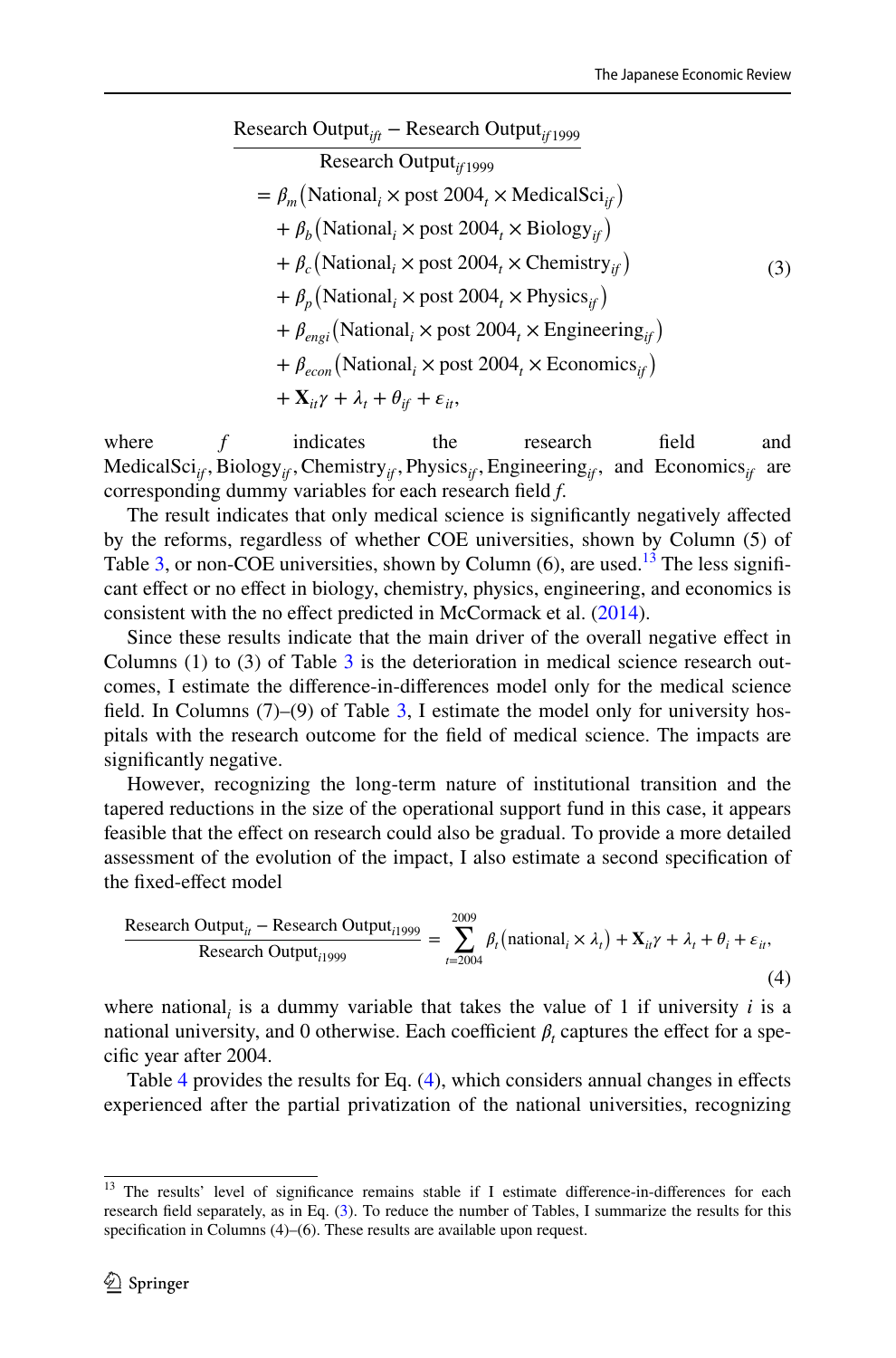$$
\begin{aligned}
&\frac{\text{Research Output}_{ift} - \text{Research Output}_{if1999}}{\text{Research Output}_{if1999}} \\
&= \beta_m\left(\text{National}_i \times \text{post 2004}_t \times \text{MedicalSci}_{if}\right) \\
&\quad + \beta_b\left(\text{National}_i \times \text{post 2004}_t \times \text{Biology}_{if}\right) \\
&\quad + \beta_c\left(\text{National}_i \times \text{post 2004}_t \times \text{Chemistry}_{if}\right) \\
&\quad + \beta_p\left(\text{National}_i \times \text{post 2004}_t \times \text{Physics}_{if}\right) \\
&\quad + \beta_{engi}\left(\text{National}_i \times \text{post 2004}_t \times \text{Engineering}_{if}\right) \\
&\quad + \beta_{econ}\left(\text{National}_i \times \text{post 2004}_t \times \text{Economics}_{if}\right) \\
&\quad + \mathbf{X}_{it}\gamma + \lambda_t + \theta_{if} + \varepsilon_{it},
\end{aligned}
\tag{3}
$$

where $f$ indicates the research field and $\text{MedicalSci}_{if}, \text{Biology}_{if}, \text{Chemistry}_{if}, \text{Physics}_{if}, \text{Engineering}_{if}$, and $\text{Economics}_{if}$ are corresponding dummy variables for each research field $f$.

The result indicates that only medical science is significantly negatively affected by the reforms, regardless of whether COE universities, shown by Column (5) of Table 3, or non-COE universities, shown by Column (6), are used.[13] The less significant effect or no effect in biology, chemistry, physics, engineering, and economics is consistent with the no effect predicted in McCormack et al. (2014).

Since these results indicate that the main driver of the overall negative effect in Columns (1) to (3) of Table 3 is the deterioration in medical science research outcomes, I estimate the difference-in-differences model only for the medical science field. In Columns (7)–(9) of Table 3, I estimate the model only for university hospitals with the research outcome for the field of medical science. The impacts are significantly negative.

However, recognizing the long-term nature of institutional transition and the tapered reductions in the size of the operational support fund in this case, it appears feasible that the effect on research could also be gradual. To provide a more detailed assessment of the evolution of the impact, I also estimate a second specification of the fixed-effect model

$$
\frac{\text{Research Output}_{it} - \text{Research Output}_{i1999}}{\text{Research Output}_{i1999}} = \sum_{t=2004}^{2009} \beta_t\left(\text{national}_i \times \lambda_t\right) + \mathbf{X}_{it}\gamma + \lambda_t + \theta_i + \varepsilon_{it},
\tag{4}
$$

where $\text{national}_i$ is a dummy variable that takes the value of 1 if university $i$ is a national university, and 0 otherwise. Each coefficient $\beta_t$ captures the effect for a specific year after 2004.

Table 4 provides the results for Eq. (4), which considers annual changes in effects experienced after the partial privatization of the national universities, recognizing

[13] The results' level of significance remains stable if I estimate difference-in-differences for each research field separately, as in Eq. (3). To reduce the number of Tables, I summarize the results for this specification in Columns (4)–(6). These results are available upon request.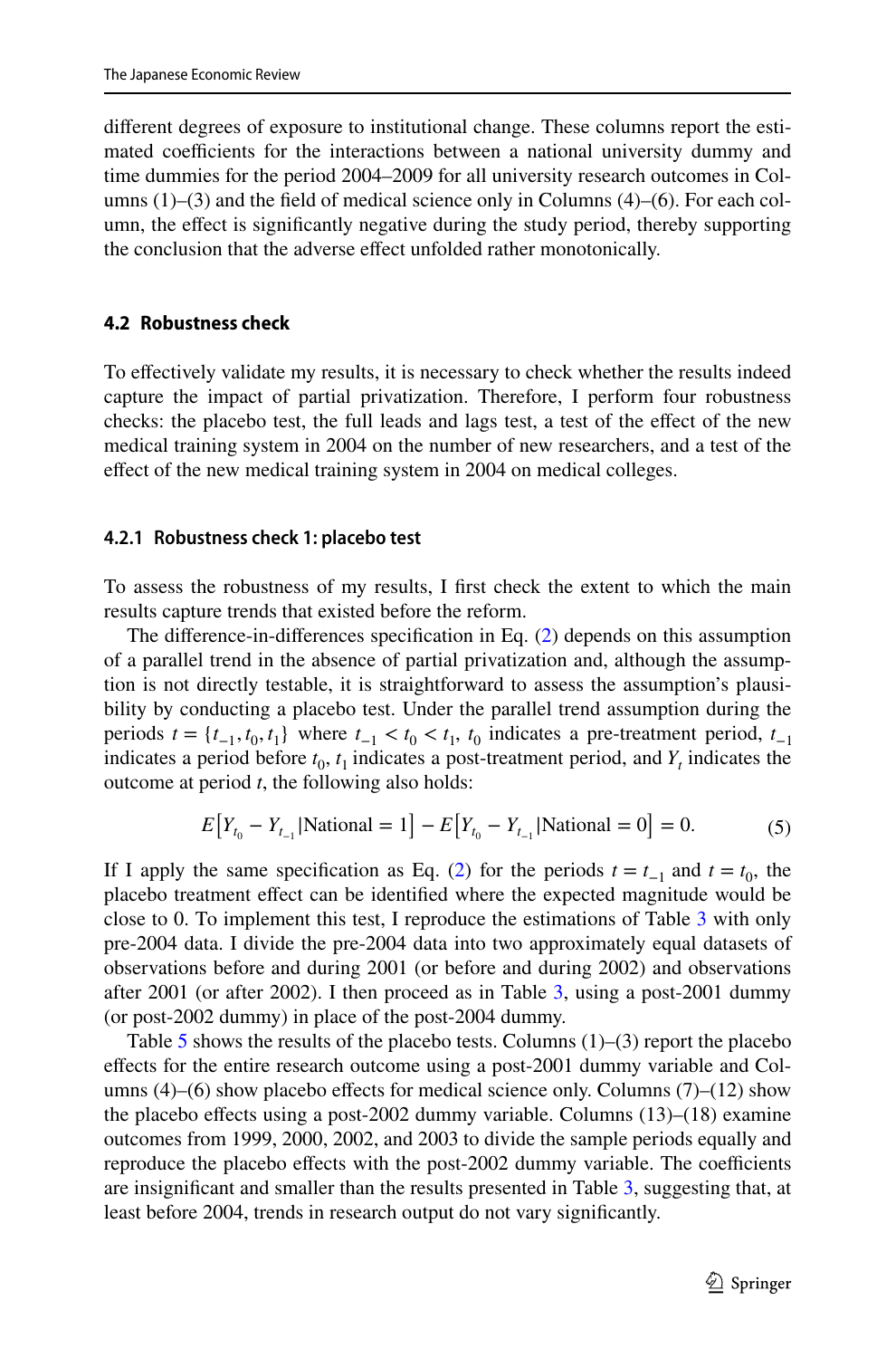different degrees of exposure to institutional change. These columns report the estimated coefficients for the interactions between a national university dummy and time dummies for the period 2004–2009 for all university research outcomes in Columns (1)–(3) and the field of medical science only in Columns (4)–(6). For each column, the effect is significantly negative during the study period, thereby supporting the conclusion that the adverse effect unfolded rather monotonically.

### 4.2 Robustness check

To effectively validate my results, it is necessary to check whether the results indeed capture the impact of partial privatization. Therefore, I perform four robustness checks: the placebo test, the full leads and lags test, a test of the effect of the new medical training system in 2004 on the number of new researchers, and a test of the effect of the new medical training system in 2004 on medical colleges.

#### 4.2.1 Robustness check 1: placebo test

To assess the robustness of my results, I first check the extent to which the main results capture trends that existed before the reform.

The difference-in-differences specification in Eq. (2) depends on this assumption of a parallel trend in the absence of partial privatization and, although the assumption is not directly testable, it is straightforward to assess the assumption's plausibility by conducting a placebo test. Under the parallel trend assumption during the periods $t = \{t_{-1}, t_0, t_1\}$ where $t_{-1} < t_0 < t_1$, $t_0$ indicates a pre-treatment period, $t_{-1}$ indicates a period before $t_0$, $t_1$ indicates a post-treatment period, and $Y_t$ indicates the outcome at period $t$, the following also holds:

$$E\left[Y_{t_0} - Y_{t_{-1}} | \text{National} = 1\right] - E\left[Y_{t_0} - Y_{t_{-1}} | \text{National} = 0\right] = 0. \quad (5)$$

If I apply the same specification as Eq. (2) for the periods $t = t_{-1}$ and $t = t_0$, the placebo treatment effect can be identified where the expected magnitude would be close to 0. To implement this test, I reproduce the estimations of Table 3 with only pre-2004 data. I divide the pre-2004 data into two approximately equal datasets of observations before and during 2001 (or before and during 2002) and observations after 2001 (or after 2002). I then proceed as in Table 3, using a post-2001 dummy (or post-2002 dummy) in place of the post-2004 dummy.

Table 5 shows the results of the placebo tests. Columns (1)–(3) report the placebo effects for the entire research outcome using a post-2001 dummy variable and Columns (4)–(6) show placebo effects for medical science only. Columns (7)–(12) show the placebo effects using a post-2002 dummy variable. Columns (13)–(18) examine outcomes from 1999, 2000, 2002, and 2003 to divide the sample periods equally and reproduce the placebo effects with the post-2002 dummy variable. The coefficients are insignificant and smaller than the results presented in Table 3, suggesting that, at least before 2004, trends in research output do not vary significantly.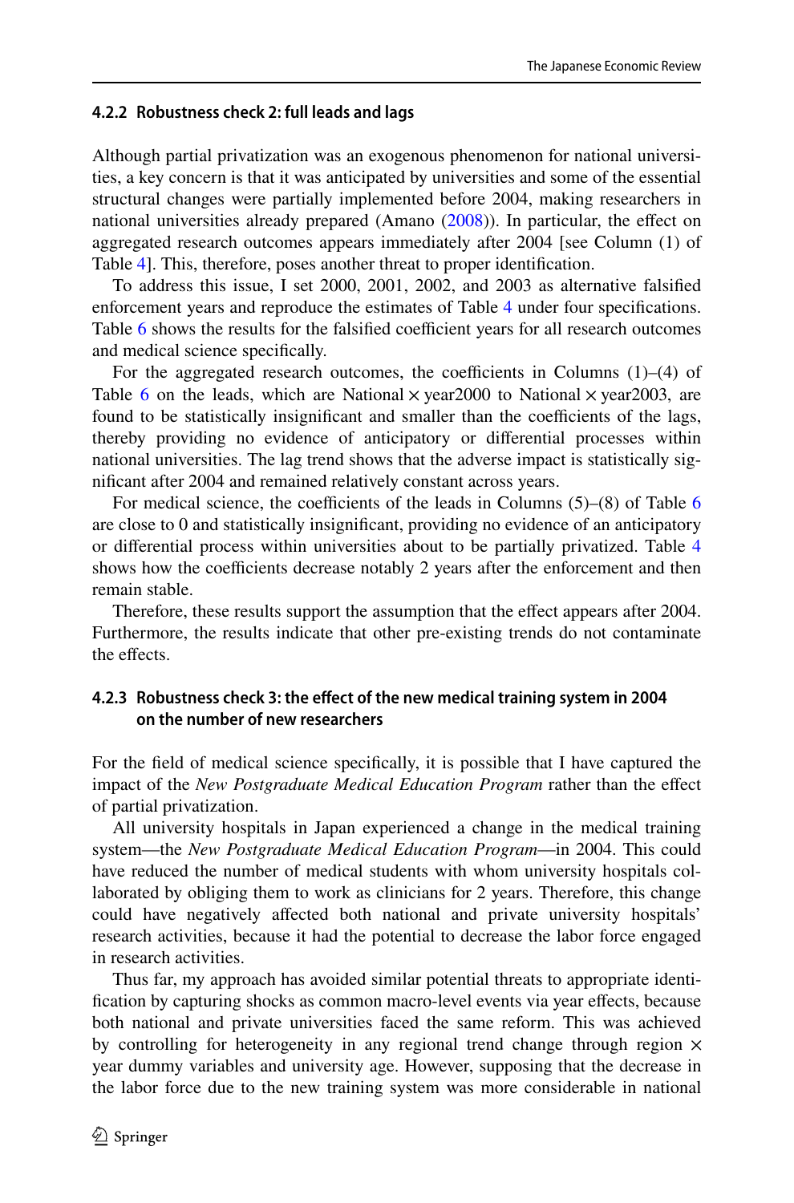#### 4.2.2 Robustness check 2: full leads and lags

Although partial privatization was an exogenous phenomenon for national universities, a key concern is that it was anticipated by universities and some of the essential structural changes were partially implemented before 2004, making researchers in national universities already prepared (Amano (2008)). In particular, the effect on aggregated research outcomes appears immediately after 2004 [see Column (1) of Table 4]. This, therefore, poses another threat to proper identification.

To address this issue, I set 2000, 2001, 2002, and 2003 as alternative falsified enforcement years and reproduce the estimates of Table 4 under four specifications. Table 6 shows the results for the falsified coefficient years for all research outcomes and medical science specifically.

For the aggregated research outcomes, the coefficients in Columns (1)–(4) of Table 6 on the leads, which are National $\times$ year2000 to National $\times$ year2003, are found to be statistically insignificant and smaller than the coefficients of the lags, thereby providing no evidence of anticipatory or differential processes within national universities. The lag trend shows that the adverse impact is statistically significant after 2004 and remained relatively constant across years.

For medical science, the coefficients of the leads in Columns (5)–(8) of Table 6 are close to 0 and statistically insignificant, providing no evidence of an anticipatory or differential process within universities about to be partially privatized. Table 4 shows how the coefficients decrease notably 2 years after the enforcement and then remain stable.

Therefore, these results support the assumption that the effect appears after 2004. Furthermore, the results indicate that other pre-existing trends do not contaminate the effects.

#### 4.2.3 Robustness check 3: the effect of the new medical training system in 2004 on the number of new researchers

For the field of medical science specifically, it is possible that I have captured the impact of the *New Postgraduate Medical Education Program* rather than the effect of partial privatization.

All university hospitals in Japan experienced a change in the medical training system—the *New Postgraduate Medical Education Program*—in 2004. This could have reduced the number of medical students with whom university hospitals collaborated by obliging them to work as clinicians for 2 years. Therefore, this change could have negatively affected both national and private university hospitals' research activities, because it had the potential to decrease the labor force engaged in research activities.

Thus far, my approach has avoided similar potential threats to appropriate identification by capturing shocks as common macro-level events via year effects, because both national and private universities faced the same reform. This was achieved by controlling for heterogeneity in any regional trend change through region $\times$ year dummy variables and university age. However, supposing that the decrease in the labor force due to the new training system was more considerable in national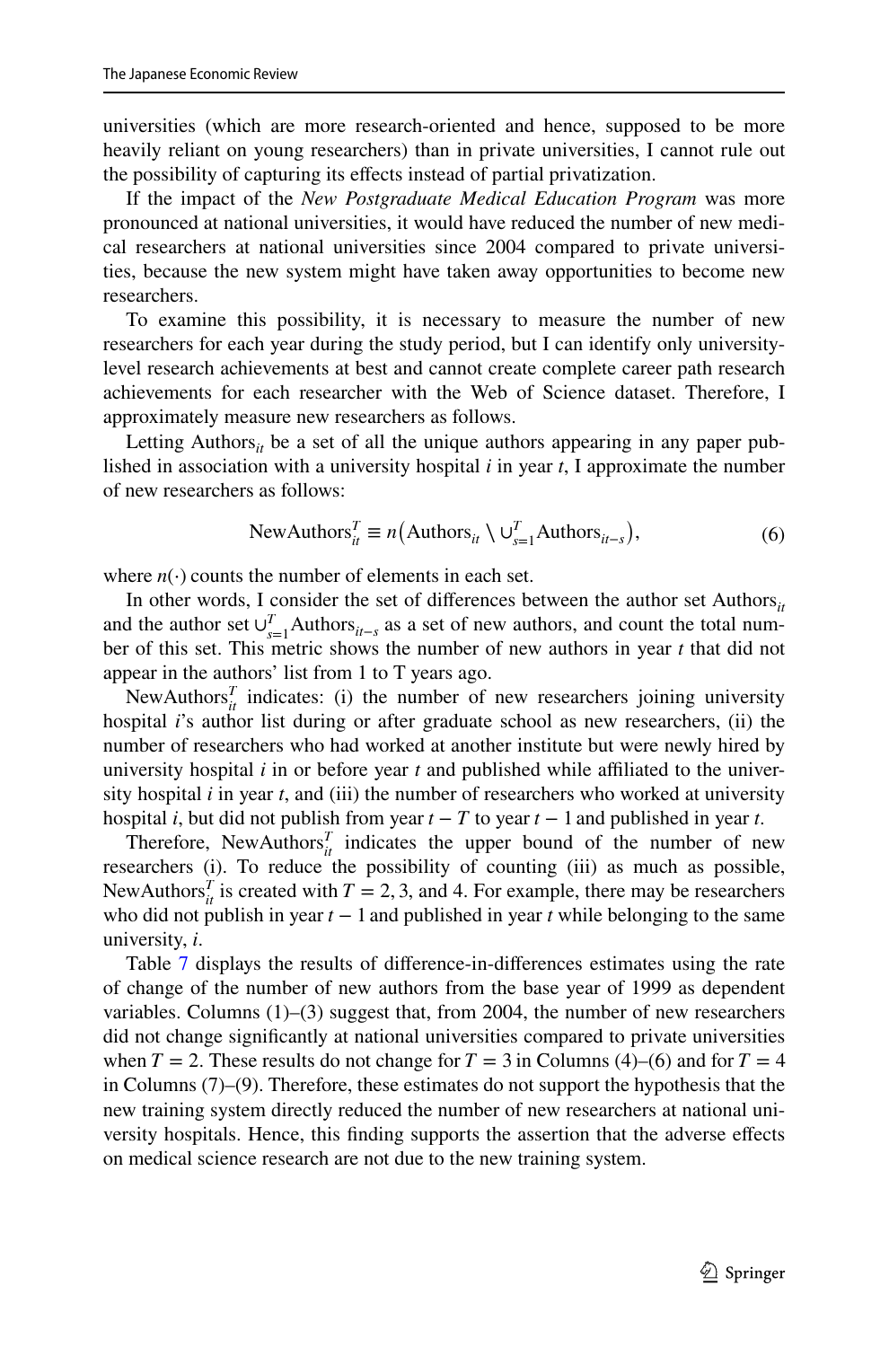universities (which are more research-oriented and hence, supposed to be more heavily reliant on young researchers) than in private universities, I cannot rule out the possibility of capturing its effects instead of partial privatization.

If the impact of the *New Postgraduate Medical Education Program* was more pronounced at national universities, it would have reduced the number of new medical researchers at national universities since 2004 compared to private universities, because the new system might have taken away opportunities to become new researchers.

To examine this possibility, it is necessary to measure the number of new researchers for each year during the study period, but I can identify only university-level research achievements at best and cannot create complete career path research achievements for each researcher with the Web of Science dataset. Therefore, I approximately measure new researchers as follows.

Letting $\text{Authors}_{it}$ be a set of all the unique authors appearing in any paper published in association with a university hospital $i$ in year $t$, I approximate the number of new researchers as follows:

$$\text{NewAuthors}_{it}^{T} \equiv n\left(\text{Authors}_{it} \setminus \cup_{s=1}^{T} \text{Authors}_{it-s}\right), \tag{6}$$

where $n(\cdot)$ counts the number of elements in each set.

In other words, I consider the set of differences between the author set $\text{Authors}_{it}$ and the author set $\cup_{s=1}^{T} \text{Authors}_{it-s}$ as a set of new authors, and count the total number of this set. This metric shows the number of new authors in year $t$ that did not appear in the authors' list from 1 to T years ago.

$\text{NewAuthors}_{it}^{T}$ indicates: (i) the number of new researchers joining university hospital $i$'s author list during or after graduate school as new researchers, (ii) the number of researchers who had worked at another institute but were newly hired by university hospital $i$ in or before year $t$ and published while affiliated to the university hospital $i$ in year $t$, and (iii) the number of researchers who worked at university hospital $i$, but did not publish from year $t-T$ to year $t-1$ and published in year $t$.

Therefore, $\text{NewAuthors}_{it}^{T}$ indicates the upper bound of the number of new researchers (i). To reduce the possibility of counting (iii) as much as possible, $\text{NewAuthors}_{it}^{T}$ is created with $T = 2, 3$, and 4. For example, there may be researchers who did not publish in year $t-1$ and published in year $t$ while belonging to the same university, $i$.

Table 7 displays the results of difference-in-differences estimates using the rate of change of the number of new authors from the base year of 1999 as dependent variables. Columns (1)–(3) suggest that, from 2004, the number of new researchers did not change significantly at national universities compared to private universities when $T = 2$. These results do not change for $T = 3$ in Columns (4)–(6) and for $T = 4$ in Columns (7)–(9). Therefore, these estimates do not support the hypothesis that the new training system directly reduced the number of new researchers at national university hospitals. Hence, this finding supports the assertion that the adverse effects on medical science research are not due to the new training system.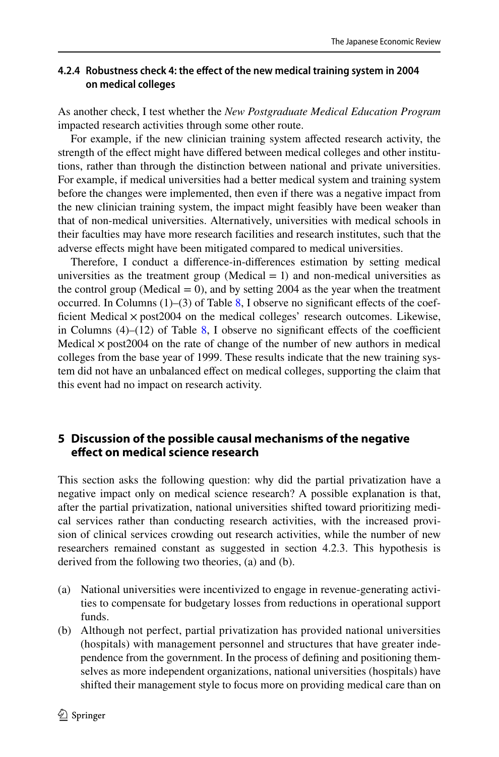#### 4.2.4 Robustness check 4: the effect of the new medical training system in 2004 on medical colleges

As another check, I test whether the *New Postgraduate Medical Education Program* impacted research activities through some other route.

For example, if the new clinician training system affected research activity, the strength of the effect might have differed between medical colleges and other institutions, rather than through the distinction between national and private universities. For example, if medical universities had a better medical system and training system before the changes were implemented, then even if there was a negative impact from the new clinician training system, the impact might feasibly have been weaker than that of non-medical universities. Alternatively, universities with medical schools in their faculties may have more research facilities and research institutes, such that the adverse effects might have been mitigated compared to medical universities.

Therefore, I conduct a difference-in-differences estimation by setting medical universities as the treatment group (Medical = 1) and non-medical universities as the control group (Medical = 0), and by setting 2004 as the year when the treatment occurred. In Columns (1)–(3) of Table 8, I observe no significant effects of the coefficient Medical × post2004 on the medical colleges' research outcomes. Likewise, in Columns (4)–(12) of Table 8, I observe no significant effects of the coefficient Medical × post2004 on the rate of change of the number of new authors in medical colleges from the base year of 1999. These results indicate that the new training system did not have an unbalanced effect on medical colleges, supporting the claim that this event had no impact on research activity.

## 5 Discussion of the possible causal mechanisms of the negative effect on medical science research

This section asks the following question: why did the partial privatization have a negative impact only on medical science research? A possible explanation is that, after the partial privatization, national universities shifted toward prioritizing medical services rather than conducting research activities, with the increased provision of clinical services crowding out research activities, while the number of new researchers remained constant as suggested in section 4.2.3. This hypothesis is derived from the following two theories, (a) and (b).

(a) National universities were incentivized to engage in revenue-generating activities to compensate for budgetary losses from reductions in operational support funds.

(b) Although not perfect, partial privatization has provided national universities (hospitals) with management personnel and structures that have greater independence from the government. In the process of defining and positioning themselves as more independent organizations, national universities (hospitals) have shifted their management style to focus more on providing medical care than on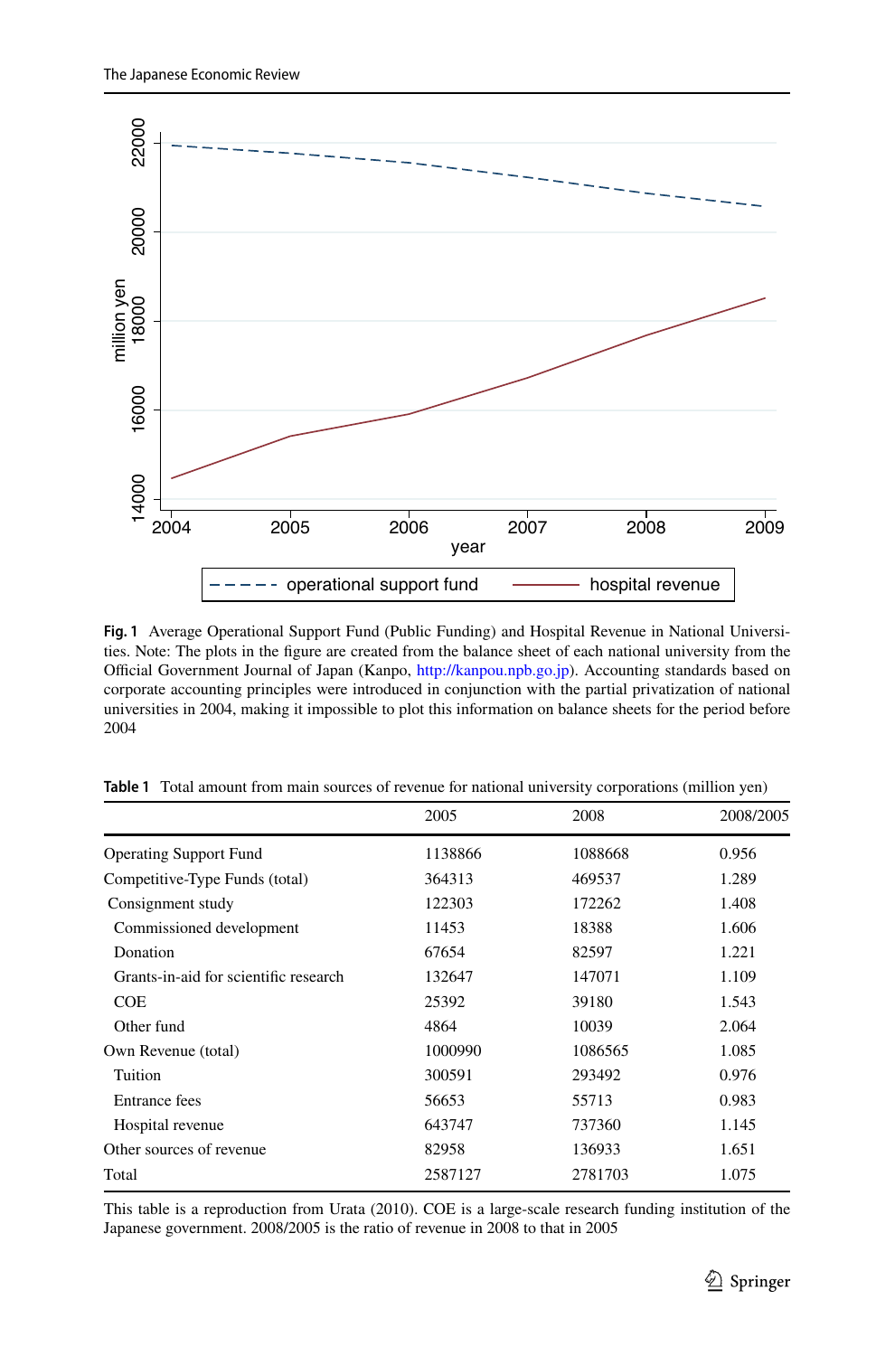**Fig. 1** Average Operational Support Fund (Public Funding) and Hospital Revenue in National Universities. Note: The plots in the figure are created from the balance sheet of each national university from the Official Government Journal of Japan (Kanpo, http://kanpou.npb.go.jp). Accounting standards based on corporate accounting principles were introduced in conjunction with the partial privatization of national universities in 2004, making it impossible to plot this information on balance sheets for the period before 2004

**Table 1** Total amount from main sources of revenue for national university corporations (million yen)

| | 2005 | 2008 | 2008/2005 |
|---|---|---|---|
| Operating Support Fund | 1138866 | 1088668 | 0.956 |
| Competitive-Type Funds (total) | 364313 | 469537 | 1.289 |
| Consignment study | 122303 | 172262 | 1.408 |
| Commissioned development | 11453 | 18388 | 1.606 |
| Donation | 67654 | 82597 | 1.221 |
| Grants-in-aid for scientific research | 132647 | 147071 | 1.109 |
| COE | 25392 | 39180 | 1.543 |
| Other fund | 4864 | 10039 | 2.064 |
| Own Revenue (total) | 1000990 | 1086565 | 1.085 |
| Tuition | 300591 | 293492 | 0.976 |
| Entrance fees | 56653 | 55713 | 0.983 |
| Hospital revenue | 643747 | 737360 | 1.145 |
| Other sources of revenue | 82958 | 136933 | 1.651 |
| Total | 2587127 | 2781703 | 1.075 |

This table is a reproduction from Urata (2010). COE is a large-scale research funding institution of the Japanese government. 2008/2005 is the ratio of revenue in 2008 to that in 2005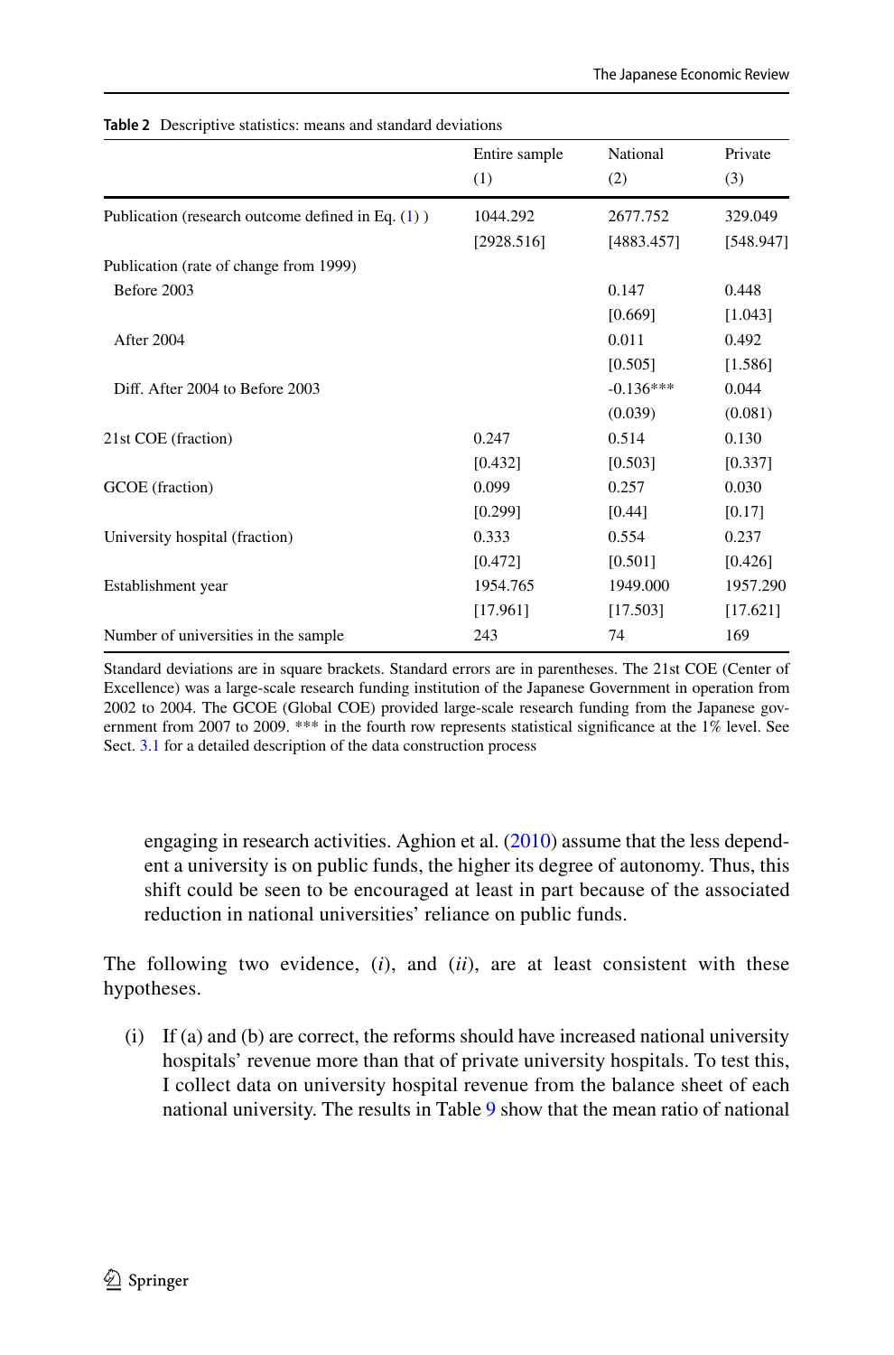**Table 2** Descriptive statistics: means and standard deviations

| | Entire sample (1) | National (2) | Private (3) |
|---|---|---|---|
| Publication (research outcome defined in Eq. (1) ) | 1044.292 | 2677.752 | 329.049 |
| | [2928.516] | [4883.457] | [548.947] |
| Publication (rate of change from 1999) | | | |
| Before 2003 | | 0.147 | 0.448 |
| | | [0.669] | [1.043] |
| After 2004 | | 0.011 | 0.492 |
| | | [0.505] | [1.586] |
| Diff. After 2004 to Before 2003 | | -0.136*** | 0.044 |
| | | (0.039) | (0.081) |
| 21st COE (fraction) | 0.247 | 0.514 | 0.130 |
| | [0.432] | [0.503] | [0.337] |
| GCOE (fraction) | 0.099 | 0.257 | 0.030 |
| | [0.299] | [0.44] | [0.17] |
| University hospital (fraction) | 0.333 | 0.554 | 0.237 |
| | [0.472] | [0.501] | [0.426] |
| Establishment year | 1954.765 | 1949.000 | 1957.290 |
| | [17.961] | [17.503] | [17.621] |
| Number of universities in the sample | 243 | 74 | 169 |

Standard deviations are in square brackets. Standard errors are in parentheses. The 21st COE (Center of Excellence) was a large-scale research funding institution of the Japanese Government in operation from 2002 to 2004. The GCOE (Global COE) provided large-scale research funding from the Japanese government from 2007 to 2009. *** in the fourth row represents statistical significance at the 1% level. See Sect. 3.1 for a detailed description of the data construction process

engaging in research activities. Aghion et al. (2010) assume that the less dependent a university is on public funds, the higher its degree of autonomy. Thus, this shift could be seen to be encouraged at least in part because of the associated reduction in national universities' reliance on public funds.

The following two evidence, (*i*), and (*ii*), are at least consistent with these hypotheses.

(i) If (a) and (b) are correct, the reforms should have increased national university hospitals' revenue more than that of private university hospitals. To test this, I collect data on university hospital revenue from the balance sheet of each national university. The results in Table 9 show that the mean ratio of national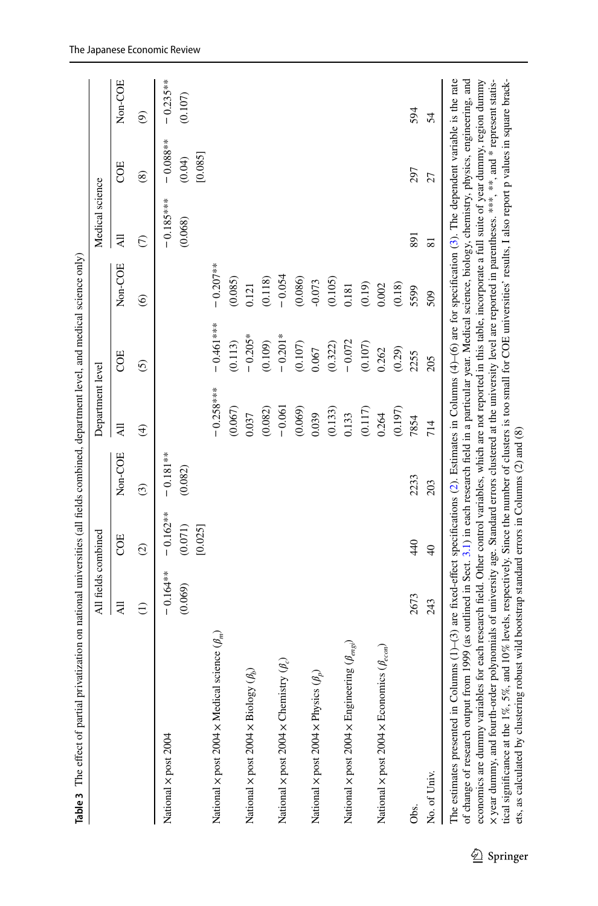**Table 3** The effect of partial privatization on national universities (all fields combined, department level, and medical science only)

| | All fields combined | | | Department level | | | Medical science | | |
|---|---|---|---|---|---|---|---|---|---|
| | All | COE | Non-COE | All | COE | Non-COE | All | COE | Non-COE |
| | (1) | (2) | (3) | (4) | (5) | (6) | (7) | (8) | (9) |
| National × post 2004 | − 0.164** | − 0.162** | − 0.181** | | | | − 0.185*** | − 0.088** | − 0.235** |
| | (0.069) | (0.071) | (0.082) | | | | (0.068) | (0.04) | (0.107) |
| | | [0.025] | | | | | | [0.085] | |
| National × post 2004 × Medical science ($\beta_m$) | | | | − 0.258*** | − 0.461*** | − 0.207** | | | |
| | | | | (0.067) | (0.113) | (0.085) | | | |
| National × post 2004 × Biology ($\beta_b$) | | | | 0.037 | − 0.205* | 0.121 | | | |
| | | | | (0.082) | (0.109) | (0.118) | | | |
| National × post 2004 × Chemistry ($\beta_c$) | | | | − 0.061 | − 0.201* | − 0.054 | | | |
| | | | | (0.069) | (0.107) | (0.086) | | | |
| National × post 2004 × Physics ($\beta_p$) | | | | 0.039 | 0.067 | -0.073 | | | |
| | | | | (0.133) | (0.322) | (0.105) | | | |
| National × post 2004 × Engineering ($\beta_{engi}$) | | | | 0.133 | − 0.072 | 0.181 | | | |
| | | | | (0.117) | (0.107) | (0.19) | | | |
| National × post 2004 × Economics ($\beta_{econ}$) | | | | 0.264 | 0.262 | 0.002 | | | |
| | | | | (0.197) | (0.29) | (0.18) | | | |
| Obs. | 2673 | 440 | 2233 | 7854 | 2255 | 5599 | 891 | 297 | 594 |
| No. of Univ. | 243 | 40 | 203 | 714 | 205 | 509 | 81 | 27 | 54 |

The estimates presented in Columns (1)–(3) are fixed-effect specifications (2). Estimates in Columns (4)–(6) are for specification (3). The dependent variable is the rate of change of research output from 1999 (as outlined in Sect. 3.1) in each research field in a particular year. Medical science, biology, chemistry, physics, engineering, and economics are dummy variables for each research field. Other control variables, which are not reported in this table, incorporate a full suite of year dummy, region dummy × year dummy, and fourth-order polynomials of university age. Standard errors clustered at the university level are reported in parentheses. ***, **, and * represent statistical significance at the 1%, 5%, and 10% levels, respectively. Since the number of clusters is too small for COE universities' results, I also report p values in square brackets, as calculated by clustering robust wild bootstrap standard errors in Columns (2) and (8)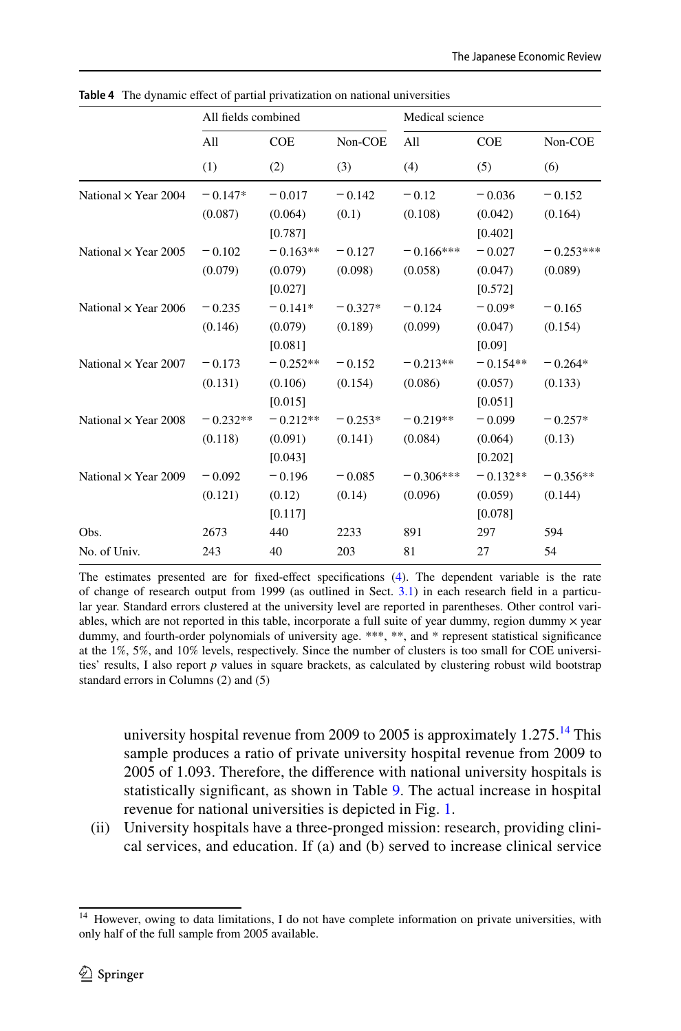**Table 4** The dynamic effect of partial privatization on national universities

| | All fields combined | | | Medical science | | |
|---|---|---|---|---|---|---|
| | All | COE | Non-COE | All | COE | Non-COE |
| | (1) | (2) | (3) | (4) | (5) | (6) |
| National × Year 2004 | − 0.147* | − 0.017 | − 0.142 | − 0.12 | − 0.036 | − 0.152 |
| | (0.087) | (0.064) | (0.1) | (0.108) | (0.042) | (0.164) |
| | | [0.787] | | | [0.402] | |
| National × Year 2005 | − 0.102 | − 0.163** | − 0.127 | − 0.166*** | − 0.027 | − 0.253*** |
| | (0.079) | (0.079) | (0.098) | (0.058) | (0.047) | (0.089) |
| | | [0.027] | | | [0.572] | |
| National × Year 2006 | − 0.235 | − 0.141* | − 0.327* | − 0.124 | − 0.09* | − 0.165 |
| | (0.146) | (0.079) | (0.189) | (0.099) | (0.047) | (0.154) |
| | | [0.081] | | | [0.09] | |
| National × Year 2007 | − 0.173 | − 0.252** | − 0.152 | − 0.213** | − 0.154** | − 0.264* |
| | (0.131) | (0.106) | (0.154) | (0.086) | (0.057) | (0.133) |
| | | [0.015] | | | [0.051] | |
| National × Year 2008 | − 0.232** | − 0.212** | − 0.253* | − 0.219** | − 0.099 | − 0.257* |
| | (0.118) | (0.091) | (0.141) | (0.084) | (0.064) | (0.13) |
| | | [0.043] | | | [0.202] | |
| National × Year 2009 | − 0.092 | − 0.196 | − 0.085 | − 0.306*** | − 0.132** | − 0.356** |
| | (0.121) | (0.12) | (0.14) | (0.096) | (0.059) | (0.144) |
| | | [0.117] | | | [0.078] | |
| Obs. | 2673 | 440 | 2233 | 891 | 297 | 594 |
| No. of Univ. | 243 | 40 | 203 | 81 | 27 | 54 |

The estimates presented are for fixed-effect specifications (4). The dependent variable is the rate of change of research output from 1999 (as outlined in Sect. 3.1) in each research field in a particular year. Standard errors clustered at the university level are reported in parentheses. Other control variables, which are not reported in this table, incorporate a full suite of year dummy, region dummy × year dummy, and fourth-order polynomials of university age. ***, **, and * represent statistical significance at the 1%, 5%, and 10% levels, respectively. Since the number of clusters is too small for COE universities' results, I also report *p* values in square brackets, as calculated by clustering robust wild bootstrap standard errors in Columns (2) and (5)

university hospital revenue from 2009 to 2005 is approximately 1.275.[14] This sample produces a ratio of private university hospital revenue from 2009 to 2005 of 1.093. Therefore, the difference with national university hospitals is statistically significant, as shown in Table 9. The actual increase in hospital revenue for national universities is depicted in Fig. 1.

(ii) University hospitals have a three-pronged mission: research, providing clinical services, and education. If (a) and (b) served to increase clinical service

[14] However, owing to data limitations, I do not have complete information on private universities, with only half of the full sample from 2005 available.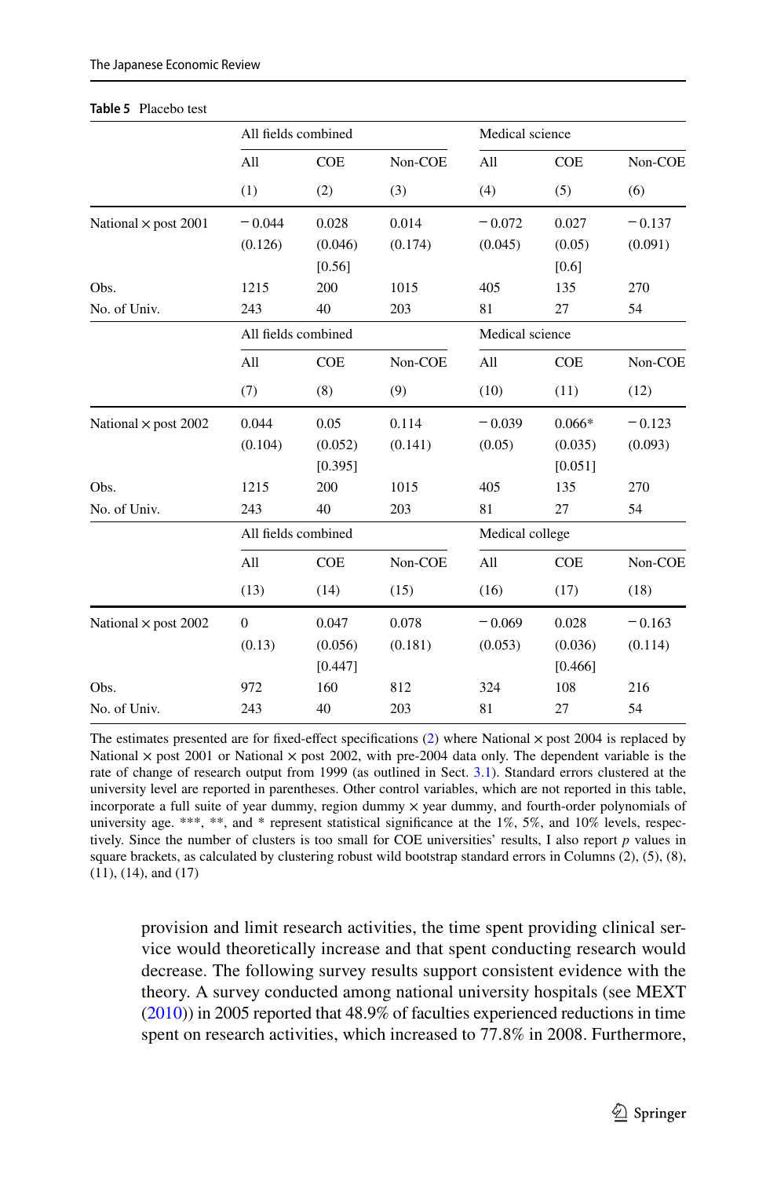**Table 5** Placebo test

| | All fields combined | | | Medical science | | |
|---|---|---|---|---|---|---|
| | All | COE | Non-COE | All | COE | Non-COE |
| | (1) | (2) | (3) | (4) | (5) | (6) |
| National × post 2001 | − 0.044 | 0.028 | 0.014 | − 0.072 | 0.027 | − 0.137 |
| | (0.126) | (0.046) | (0.174) | (0.045) | (0.05) | (0.091) |
| | | [0.56] | | | [0.6] | |
| Obs. | 1215 | 200 | 1015 | 405 | 135 | 270 |
| No. of Univ. | 243 | 40 | 203 | 81 | 27 | 54 |
| | All fields combined | | | Medical science | | |
| | All | COE | Non-COE | All | COE | Non-COE |
| | (7) | (8) | (9) | (10) | (11) | (12) |
| National × post 2002 | 0.044 | 0.05 | 0.114 | − 0.039 | 0.066* | − 0.123 |
| | (0.104) | (0.052) | (0.141) | (0.05) | (0.035) | (0.093) |
| | | [0.395] | | | [0.051] | |
| Obs. | 1215 | 200 | 1015 | 405 | 135 | 270 |
| No. of Univ. | 243 | 40 | 203 | 81 | 27 | 54 |
| | All fields combined | | | Medical college | | |
| | All | COE | Non-COE | All | COE | Non-COE |
| | (13) | (14) | (15) | (16) | (17) | (18) |
| National × post 2002 | 0 | 0.047 | 0.078 | − 0.069 | 0.028 | − 0.163 |
| | (0.13) | (0.056) | (0.181) | (0.053) | (0.036) | (0.114) |
| | | [0.447] | | | [0.466] | |
| Obs. | 972 | 160 | 812 | 324 | 108 | 216 |
| No. of Univ. | 243 | 40 | 203 | 81 | 27 | 54 |

The estimates presented are for fixed-effect specifications (2) where National × post 2004 is replaced by National × post 2001 or National × post 2002, with pre-2004 data only. The dependent variable is the rate of change of research output from 1999 (as outlined in Sect. 3.1). Standard errors clustered at the university level are reported in parentheses. Other control variables, which are not reported in this table, incorporate a full suite of year dummy, region dummy × year dummy, and fourth-order polynomials of university age. ***, **, and * represent statistical significance at the 1%, 5%, and 10% levels, respectively. Since the number of clusters is too small for COE universities' results, I also report *p* values in square brackets, as calculated by clustering robust wild bootstrap standard errors in Columns (2), (5), (8), (11), (14), and (17)

provision and limit research activities, the time spent providing clinical service would theoretically increase and that spent conducting research would decrease. The following survey results support consistent evidence with the theory. A survey conducted among national university hospitals (see MEXT (2010)) in 2005 reported that 48.9% of faculties experienced reductions in time spent on research activities, which increased to 77.8% in 2008. Furthermore,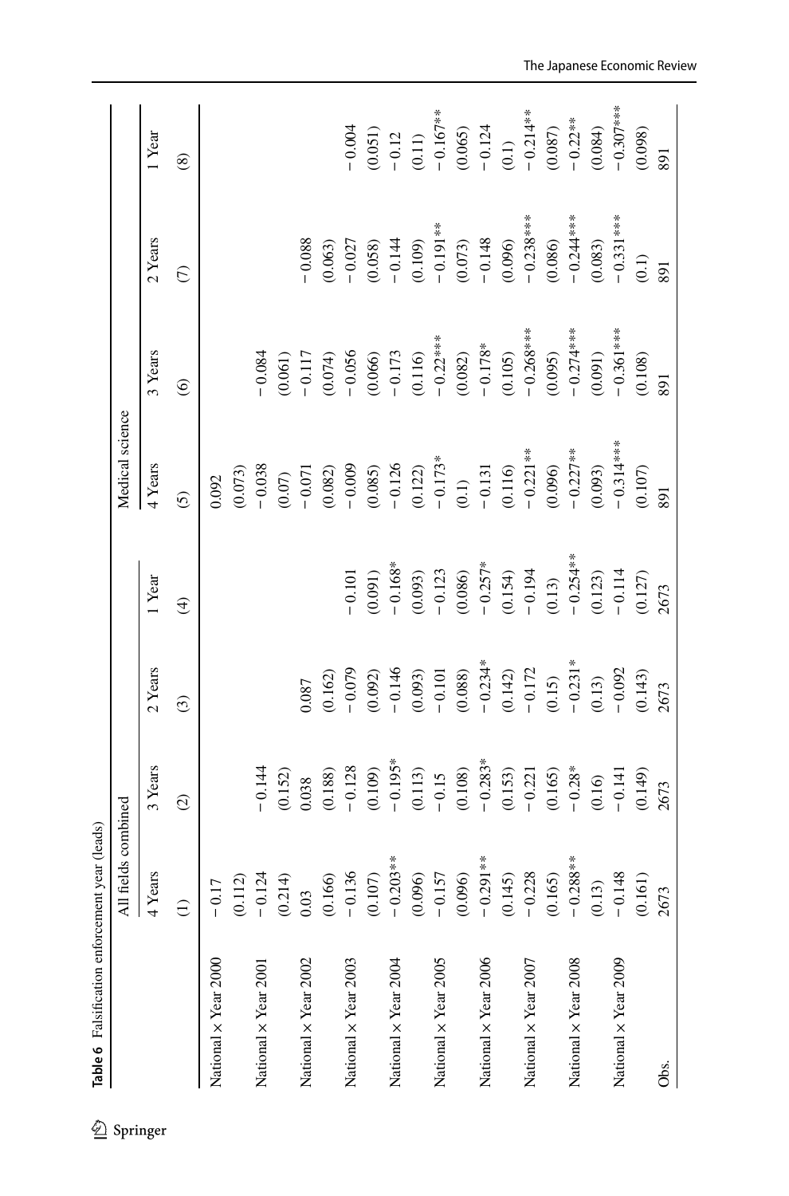**Table 6** Falsification enforcement year (leads)

| | All fields combined | | | | Medical science | | | |
|---|---|---|---|---|---|---|---|---|
| | 4 Years | 3 Years | 2 Years | 1 Year | 4 Years | 3 Years | 2 Years | 1 Year |
| | (1) | (2) | (3) | (4) | (5) | (6) | (7) | (8) |
| National × Year 2000 | − 0.17 | | | | 0.092 | | | |
| | (0.112) | | | | (0.073) | | | |
| National × Year 2001 | − 0.124 | − 0.144 | | | − 0.038 | − 0.084 | | |
| | (0.214) | (0.152) | | | (0.07) | (0.061) | | |
| National × Year 2002 | 0.03 | 0.038 | 0.087 | | − 0.071 | − 0.117 | − 0.088 | |
| | (0.166) | (0.188) | (0.162) | | (0.082) | (0.074) | (0.063) | |
| National × Year 2003 | − 0.136 | − 0.128 | − 0.079 | − 0.101 | − 0.009 | − 0.056 | − 0.027 | − 0.004 |
| | (0.107) | (0.109) | (0.092) | (0.091) | (0.085) | (0.066) | (0.058) | (0.051) |
| National × Year 2004 | − 0.203** | − 0.195* | − 0.146 | − 0.168* | − 0.126 | − 0.173 | − 0.144 | − 0.12 |
| | (0.096) | (0.113) | (0.093) | (0.093) | (0.122) | (0.116) | (0.109) | (0.11) |
| National × Year 2005 | − 0.157 | − 0.15 | − 0.101 | − 0.123 | − 0.173* | − 0.22*** | − 0.191** | − 0.167** |
| | (0.096) | (0.108) | (0.088) | (0.086) | (0.1) | (0.082) | (0.073) | (0.065) |
| National × Year 2006 | − 0.291** | − 0.283* | − 0.234* | − 0.257* | − 0.131 | − 0.178* | − 0.148 | − 0.124 |
| | (0.145) | (0.153) | (0.142) | (0.154) | (0.116) | (0.105) | (0.096) | (0.1) |
| National × Year 2007 | − 0.228 | − 0.221 | − 0.172 | − 0.194 | − 0.221** | − 0.268*** | − 0.238*** | − 0.214** |
| | (0.165) | (0.165) | (0.15) | (0.13) | (0.096) | (0.095) | (0.086) | (0.087) |
| National × Year 2008 | − 0.288** | − 0.28* | − 0.231* | − 0.254** | − 0.227** | − 0.274*** | − 0.244*** | − 0.22** |
| | (0.13) | (0.16) | (0.13) | (0.123) | (0.093) | (0.091) | (0.083) | (0.084) |
| National × Year 2009 | − 0.148 | − 0.141 | − 0.092 | − 0.114 | − 0.314*** | − 0.361*** | − 0.331*** | − 0.307*** |
| | (0.161) | (0.149) | (0.143) | (0.127) | (0.107) | (0.108) | (0.1) | (0.098) |
| Obs. | 2673 | 2673 | 2673 | 2673 | 891 | 891 | 891 | 891 |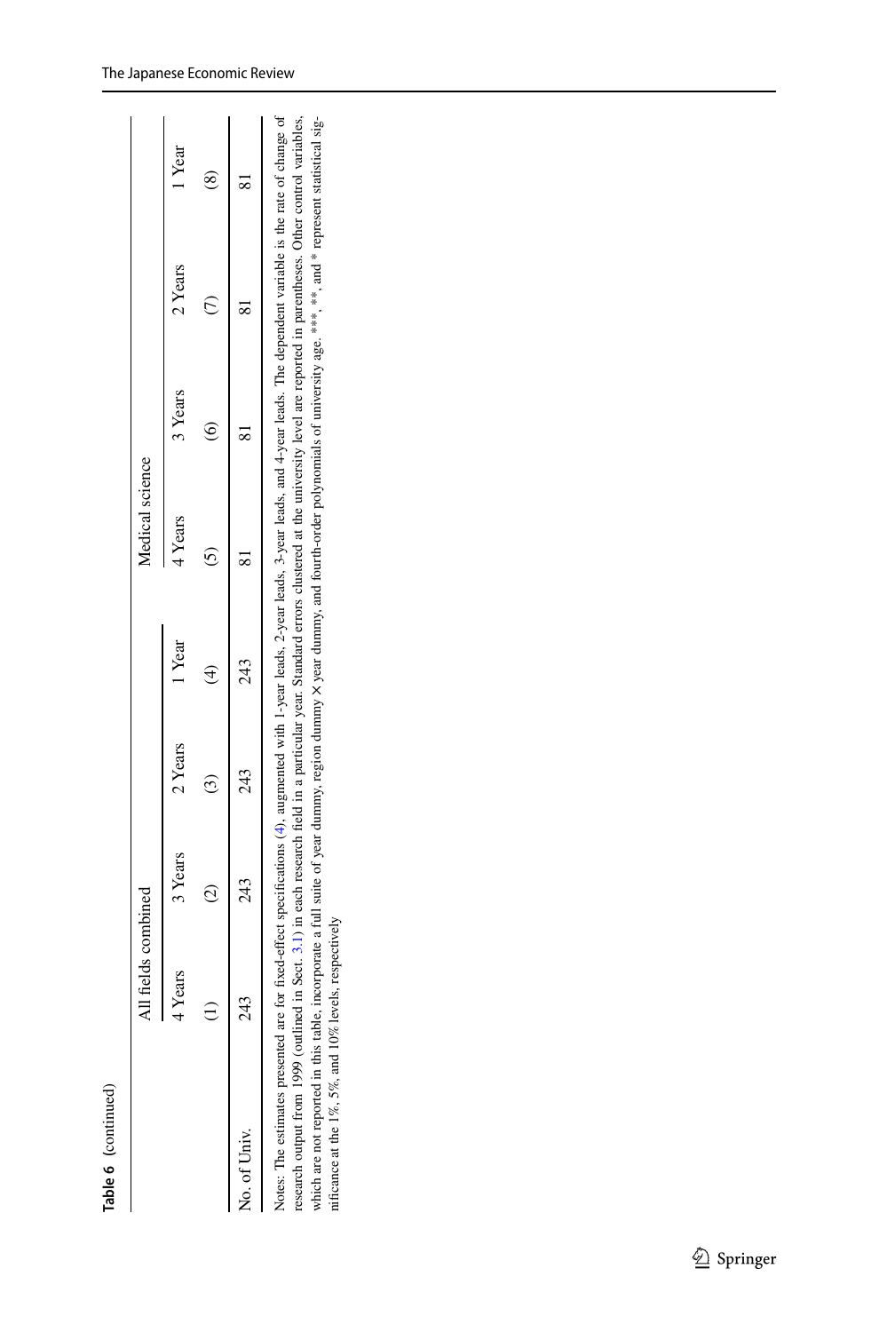**Table 6** (continued)

| | All fields combined | | | | Medical science | | | |
|---|---|---|---|---|---|---|---|---|
| | 4 Years | 3 Years | 2 Years | 1 Year | 4 Years | 3 Years | 2 Years | 1 Year |
| | (1) | (2) | (3) | (4) | (5) | (6) | (7) | (8) |
| No. of Univ. | 243 | 243 | 243 | 243 | 81 | 81 | 81 | 81 |

Notes: The estimates presented are for fixed-effect specifications (4), augmented with 1-year leads, 2-year leads, 3-year leads, and 4-year leads. The dependent variable is the rate of change of research output from 1999 (outlined in Sect. 3.1) in each research field in a particular year. Standard errors clustered at the university level are reported in parentheses. Other control variables, which are not reported in this table, incorporate a full suite of year dummy, region dummy × year dummy, and fourth-order polynomials of university age. ***, **, and * represent statistical significance at the 1%, 5%, and 10% levels, respectively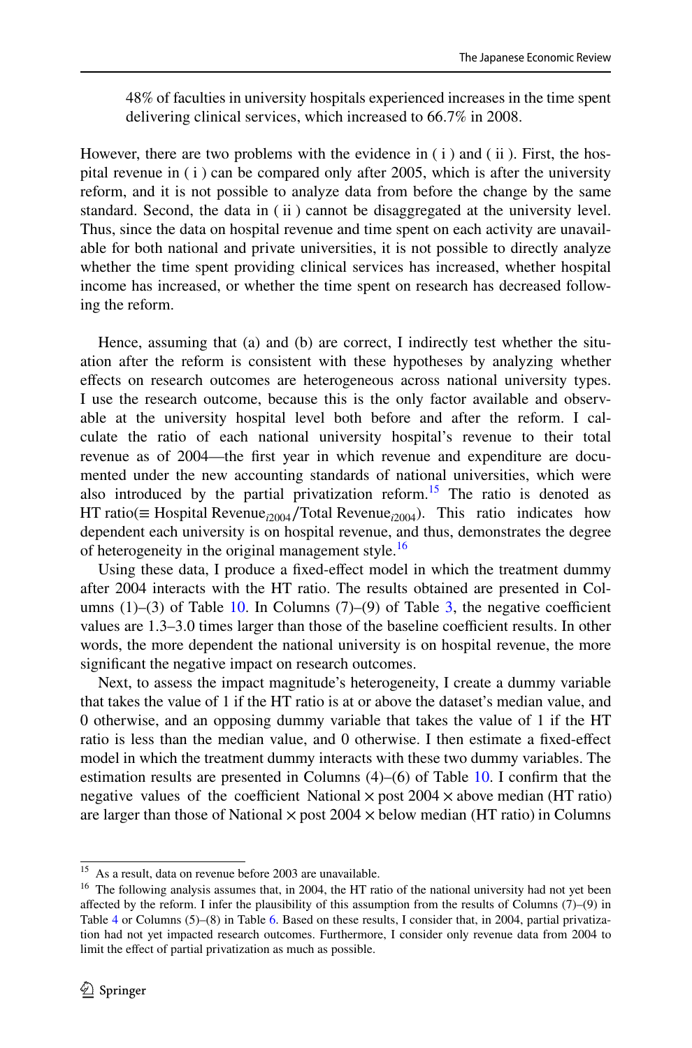48% of faculties in university hospitals experienced increases in the time spent delivering clinical services, which increased to 66.7% in 2008.

However, there are two problems with the evidence in ( i ) and ( ii ). First, the hospital revenue in ( i ) can be compared only after 2005, which is after the university reform, and it is not possible to analyze data from before the change by the same standard. Second, the data in ( ii ) cannot be disaggregated at the university level. Thus, since the data on hospital revenue and time spent on each activity are unavailable for both national and private universities, it is not possible to directly analyze whether the time spent providing clinical services has increased, whether hospital income has increased, or whether the time spent on research has decreased following the reform.

Hence, assuming that (a) and (b) are correct, I indirectly test whether the situation after the reform is consistent with these hypotheses by analyzing whether effects on research outcomes are heterogeneous across national university types. I use the research outcome, because this is the only factor available and observable at the university hospital level both before and after the reform. I calculate the ratio of each national university hospital's revenue to their total revenue as of 2004—the first year in which revenue and expenditure are documented under the new accounting standards of national universities, which were also introduced by the partial privatization reform.[15] The ratio is denoted as HT ratio($\equiv$ Hospital Revenue$_{i2004}$/Total Revenue$_{i2004}$). This ratio indicates how dependent each university is on hospital revenue, and thus, demonstrates the degree of heterogeneity in the original management style.[16]

Using these data, I produce a fixed-effect model in which the treatment dummy after 2004 interacts with the HT ratio. The results obtained are presented in Columns (1)–(3) of Table 10. In Columns (7)–(9) of Table 3, the negative coefficient values are 1.3–3.0 times larger than those of the baseline coefficient results. In other words, the more dependent the national university is on hospital revenue, the more significant the negative impact on research outcomes.

Next, to assess the impact magnitude's heterogeneity, I create a dummy variable that takes the value of 1 if the HT ratio is at or above the dataset's median value, and 0 otherwise, and an opposing dummy variable that takes the value of 1 if the HT ratio is less than the median value, and 0 otherwise. I then estimate a fixed-effect model in which the treatment dummy interacts with these two dummy variables. The estimation results are presented in Columns (4)–(6) of Table 10. I confirm that the negative values of the coefficient National × post 2004 × above median (HT ratio) are larger than those of National × post 2004 × below median (HT ratio) in Columns

[15] As a result, data on revenue before 2003 are unavailable.

[16] The following analysis assumes that, in 2004, the HT ratio of the national university had not yet been affected by the reform. I infer the plausibility of this assumption from the results of Columns (7)–(9) in Table 4 or Columns (5)–(8) in Table 6. Based on these results, I consider that, in 2004, partial privatization had not yet impacted research outcomes. Furthermore, I consider only revenue data from 2004 to limit the effect of partial privatization as much as possible.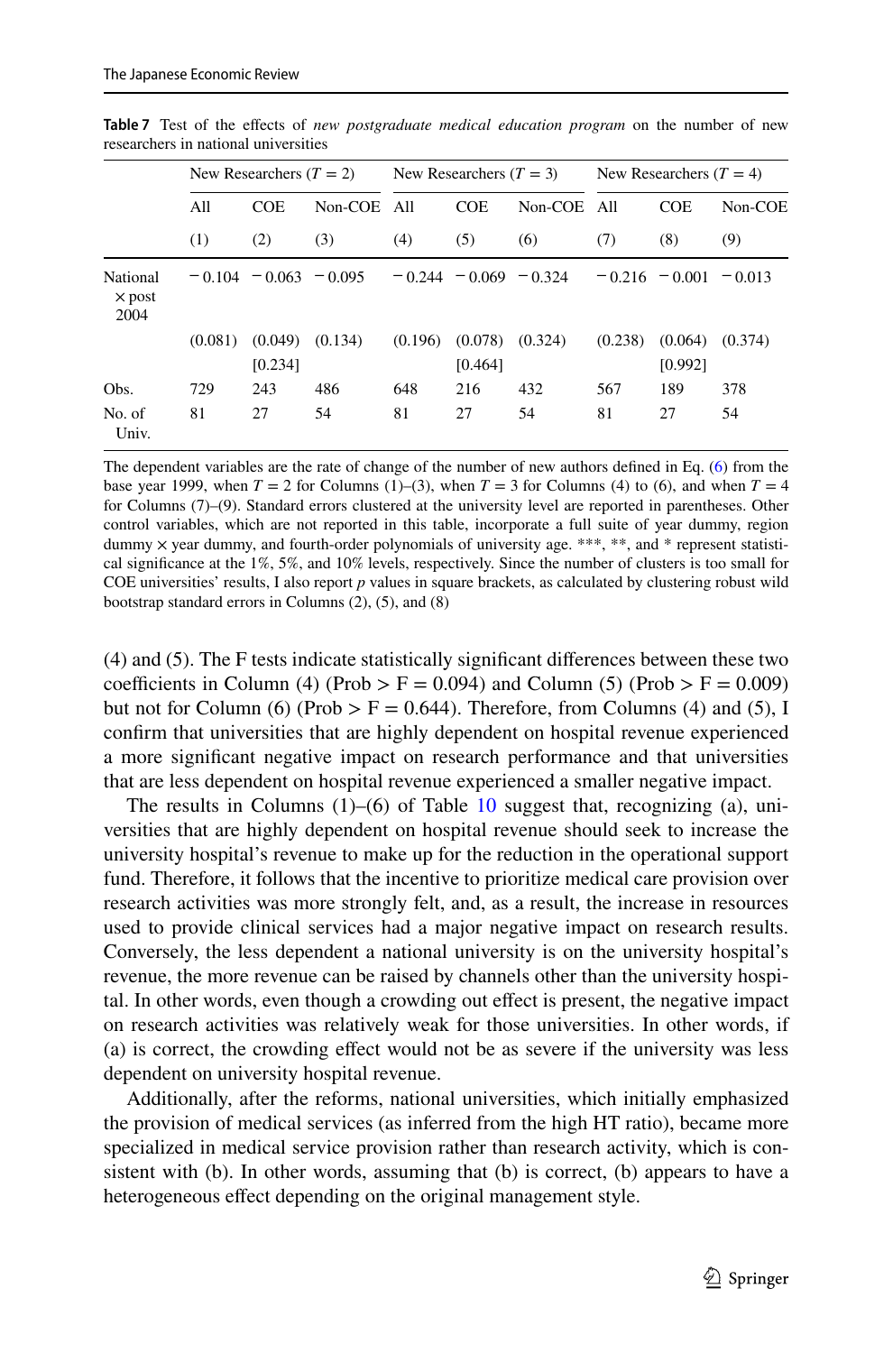**Table 7** Test of the effects of *new postgraduate medical education program* on the number of new researchers in national universities

| | New Researchers ($T = 2$) | | | New Researchers ($T = 3$) | | | New Researchers ($T = 4$) | | |
|---|---|---|---|---|---|---|---|---|---|
| | All | COE | Non-COE | All | COE | Non-COE | All | COE | Non-COE |
| | (1) | (2) | (3) | (4) | (5) | (6) | (7) | (8) | (9) |
| National × post 2004 | − 0.104 | − 0.063 | − 0.095 | − 0.244 | − 0.069 | − 0.324 | − 0.216 | − 0.001 | − 0.013 |
| | (0.081) | (0.049) [0.234] | (0.134) | (0.196) | (0.078) [0.464] | (0.324) | (0.238) | (0.064) [0.992] | (0.374) |
| Obs. | 729 | 243 | 486 | 648 | 216 | 432 | 567 | 189 | 378 |
| No. of Univ. | 81 | 27 | 54 | 81 | 27 | 54 | 81 | 27 | 54 |

The dependent variables are the rate of change of the number of new authors defined in Eq. (6) from the base year 1999, when $T = 2$ for Columns (1)–(3), when $T = 3$ for Columns (4) to (6), and when $T = 4$ for Columns (7)–(9). Standard errors clustered at the university level are reported in parentheses. Other control variables, which are not reported in this table, incorporate a full suite of year dummy, region dummy × year dummy, and fourth-order polynomials of university age. ***, **, and * represent statistical significance at the 1%, 5%, and 10% levels, respectively. Since the number of clusters is too small for COE universities' results, I also report *p* values in square brackets, as calculated by clustering robust wild bootstrap standard errors in Columns (2), (5), and (8)

(4) and (5). The F tests indicate statistically significant differences between these two coefficients in Column (4) (Prob > F = 0.094) and Column (5) (Prob > F = 0.009) but not for Column (6) (Prob > F = 0.644). Therefore, from Columns (4) and (5), I confirm that universities that are highly dependent on hospital revenue experienced a more significant negative impact on research performance and that universities that are less dependent on hospital revenue experienced a smaller negative impact.

The results in Columns (1)–(6) of Table 10 suggest that, recognizing (a), universities that are highly dependent on hospital revenue should seek to increase the university hospital's revenue to make up for the reduction in the operational support fund. Therefore, it follows that the incentive to prioritize medical care provision over research activities was more strongly felt, and, as a result, the increase in resources used to provide clinical services had a major negative impact on research results. Conversely, the less dependent a national university is on the university hospital's revenue, the more revenue can be raised by channels other than the university hospital. In other words, even though a crowding out effect is present, the negative impact on research activities was relatively weak for those universities. In other words, if (a) is correct, the crowding effect would not be as severe if the university was less dependent on university hospital revenue.

Additionally, after the reforms, national universities, which initially emphasized the provision of medical services (as inferred from the high HT ratio), became more specialized in medical service provision rather than research activity, which is consistent with (b). In other words, assuming that (b) is correct, (b) appears to have a heterogeneous effect depending on the original management style.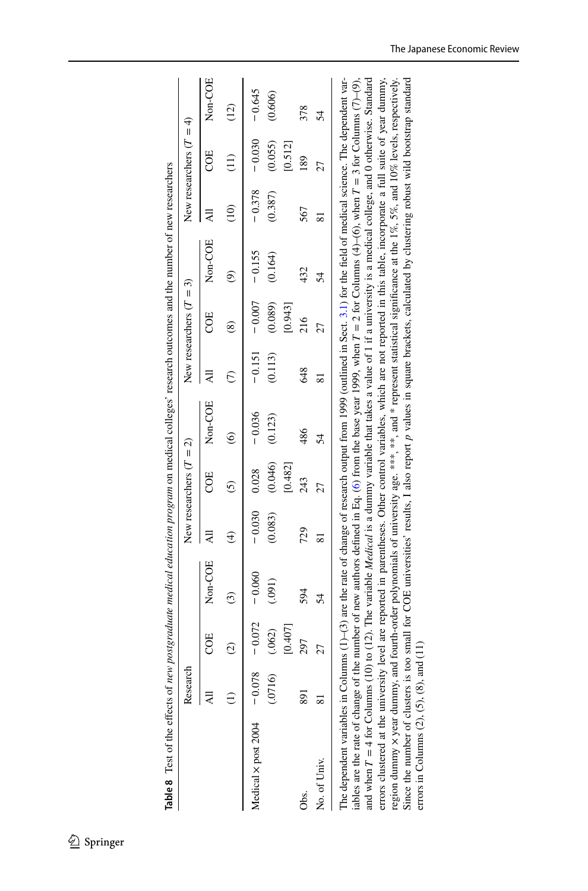**Table 8** Test of the effects of *new postgraduate medical education program* on medical colleges' research outcomes and the number of new researchers

| | Research | | | New researchers ($T = 2$) | | | New researchers ($T = 3$) | | | New researchers ($T = 4$) | | |
|---|---|---|---|---|---|---|---|---|---|---|---|---|
| | All | COE | Non-COE | All | COE | Non-COE | All | COE | Non-COE | All | COE | Non-COE |
| | (1) | (2) | (3) | (4) | (5) | (6) | (7) | (8) | (9) | (10) | (11) | (12) |
| Medical × post 2004 | −0.078 | −0.072 | −0.060 | −0.030 | 0.028 | −0.036 | −0.151 | −0.007 | −0.155 | −0.378 | −0.030 | −0.645 |
| | (.0716) | (.062) | (.091) | (0.083) | (0.046) | (0.123) | (0.113) | (0.089) | (0.164) | (0.387) | (0.055) | (0.606) |
| | | [0.407] | | | [0.482] | | | [0.943] | | | [0.512] | |
| Obs. | 891 | 297 | 594 | 729 | 243 | 486 | 648 | 216 | 432 | 567 | 189 | 378 |
| No. of Univ. | 81 | 27 | 54 | 81 | 27 | 54 | 81 | 27 | 54 | 81 | 27 | 54 |

The dependent variables in Columns (1)–(3) are the rate of change of research output from 1999 (outlined in Sect. 3.1) for the field of medical science. The dependent variables are the rate of change of the number of new authors defined in Eq. (6) from the base year 1999, when $T = 2$ for Columns (4)–(6), when $T = 3$ for Columns (7)–(9), and when $T = 4$ for Columns (10) to (12). The variable *Medical* is a dummy variable that takes a value of 1 if a university is a medical college, and 0 otherwise. Standard errors clustered at the university level are reported in parentheses. Other control variables, which are not reported in this table, incorporate a full suite of year dummy, region dummy × year dummy, and fourth-order polynomials of university age. \*\*\*, \*\*, and \* represent statistical significance at the 1%, 5%, and 10% levels, respectively. Since the number of clusters is too small for COE universities' results, I also report $p$ values in square brackets, calculated by clustering robust wild bootstrap standard errors in Columns (2), (5), (8), and (11)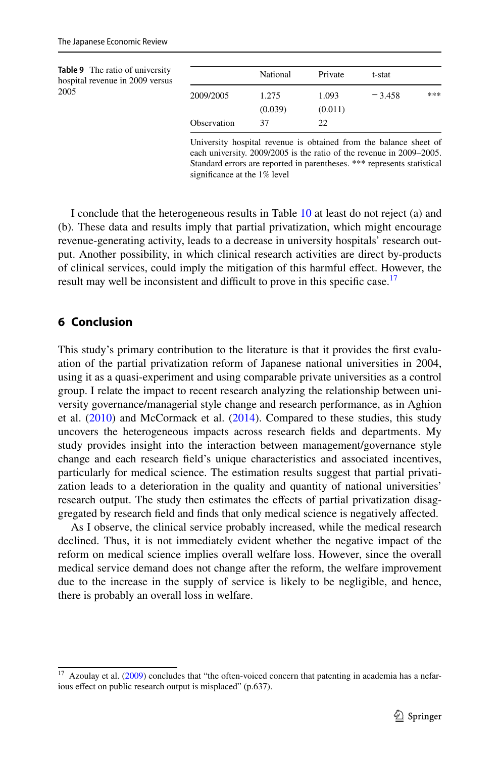**Table 9** The ratio of university hospital revenue in 2009 versus 2005

| | National | Private | t-stat | |
|---|---|---|---|---|
| 2009/2005 | 1.275 | 1.093 | − 3.458 | *** |
| | (0.039) | (0.011) | | |
| Observation | 37 | 22 | | |

University hospital revenue is obtained from the balance sheet of each university. 2009/2005 is the ratio of the revenue in 2009–2005. Standard errors are reported in parentheses. *** represents statistical significance at the 1% level

I conclude that the heterogeneous results in Table 10 at least do not reject (a) and (b). These data and results imply that partial privatization, which might encourage revenue-generating activity, leads to a decrease in university hospitals' research output. Another possibility, in which clinical research activities are direct by-products of clinical services, could imply the mitigation of this harmful effect. However, the result may well be inconsistent and difficult to prove in this specific case.[17]

## 6 Conclusion

This study's primary contribution to the literature is that it provides the first evaluation of the partial privatization reform of Japanese national universities in 2004, using it as a quasi-experiment and using comparable private universities as a control group. I relate the impact to recent research analyzing the relationship between university governance/managerial style change and research performance, as in Aghion et al. (2010) and McCormack et al. (2014). Compared to these studies, this study uncovers the heterogeneous impacts across research fields and departments. My study provides insight into the interaction between management/governance style change and each research field's unique characteristics and associated incentives, particularly for medical science. The estimation results suggest that partial privatization leads to a deterioration in the quality and quantity of national universities' research output. The study then estimates the effects of partial privatization disaggregated by research field and finds that only medical science is negatively affected.

As I observe, the clinical service probably increased, while the medical research declined. Thus, it is not immediately evident whether the negative impact of the reform on medical science implies overall welfare loss. However, since the overall medical service demand does not change after the reform, the welfare improvement due to the increase in the supply of service is likely to be negligible, and hence, there is probably an overall loss in welfare.

[17] Azoulay et al. (2009) concludes that "the often-voiced concern that patenting in academia has a nefarious effect on public research output is misplaced" (p.637).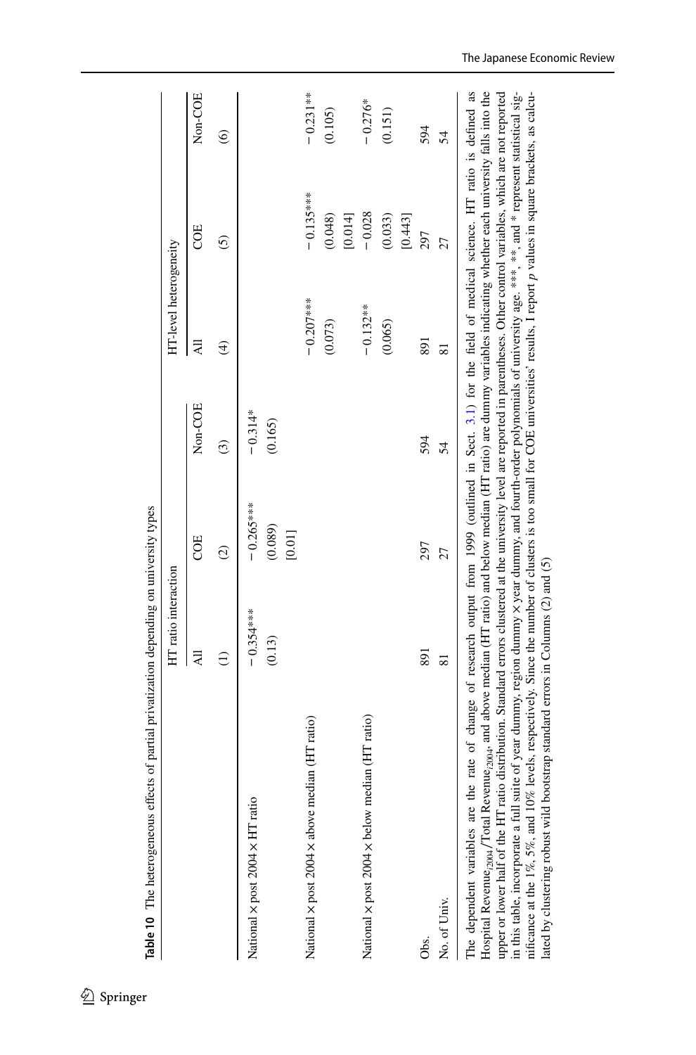**Table 10** The heterogeneous effects of partial privatization depending on university types

| | HT ratio interaction | | | HT-level heterogeneity | | |
|---|---|---|---|---|---|---|
| | All | COE | Non-COE | All | COE | Non-COE |
| | (1) | (2) | (3) | (4) | (5) | (6) |
| National × post 2004 × HT ratio | − 0.354*** | − 0.265*** | − 0.314* | | | |
| | (0.13) | (0.089) | (0.165) | | | |
| | | [0.01] | | | | |
| National × post 2004 × above median (HT ratio) | | | | − 0.207*** | − 0.135*** | − 0.231** |
| | | | | (0.073) | (0.048) | (0.105) |
| | | | | | [0.014] | |
| National × post 2004 × below median (HT ratio) | | | | − 0.132** | − 0.028 | − 0.276* |
| | | | | (0.065) | (0.033) | (0.151) |
| | | | | | [0.443] | |
| Obs. | 891 | 297 | 594 | 891 | 297 | 594 |
| No. of Univ. | 81 | 27 | 54 | 81 | 27 | 54 |

The dependent variables are the rate of change of research output from 1999 (outlined in Sect. 3.1) for the field of medical science. HT ratio is defined as Hospital Revenue$_{i2004}$/Total Revenue$_{i2004}$, and above median (HT ratio) and below median (HT ratio) are dummy variables indicating whether each university falls into the upper or lower half of the HT ratio distribution. Standard errors clustered at the university level are reported in parentheses. Other control variables, which are not reported in this table, incorporate a full suite of year dummy, region dummy × year dummy, and fourth-order polynomials of university age. ***, **, and * represent statistical significance at the 1%, 5%, and 10% levels, respectively. Since the number of clusters is too small for COE universities' results, I report $p$ values in square brackets, as calculated by clustering robust wild bootstrap standard errors in Columns (2) and (5)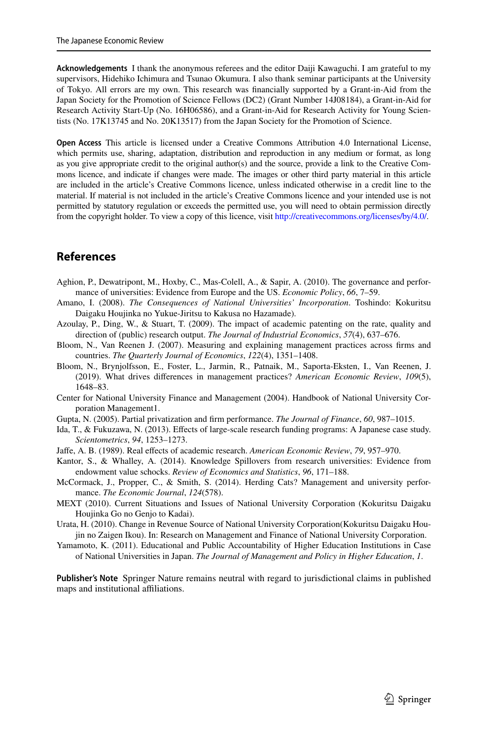**Acknowledgements** I thank the anonymous referees and the editor Daiji Kawaguchi. I am grateful to my supervisors, Hidehiko Ichimura and Tsunao Okumura. I also thank seminar participants at the University of Tokyo. All errors are my own. This research was financially supported by a Grant-in-Aid from the Japan Society for the Promotion of Science Fellows (DC2) (Grant Number 14J08184), a Grant-in-Aid for Research Activity Start-Up (No. 16H06586), and a Grant-in-Aid for Research Activity for Young Scientists (No. 17K13745 and No. 20K13517) from the Japan Society for the Promotion of Science.

**Open Access** This article is licensed under a Creative Commons Attribution 4.0 International License, which permits use, sharing, adaptation, distribution and reproduction in any medium or format, as long as you give appropriate credit to the original author(s) and the source, provide a link to the Creative Commons licence, and indicate if changes were made. The images or other third party material in this article are included in the article's Creative Commons licence, unless indicated otherwise in a credit line to the material. If material is not included in the article's Creative Commons licence and your intended use is not permitted by statutory regulation or exceeds the permitted use, you will need to obtain permission directly from the copyright holder. To view a copy of this licence, visit http://creativecommons.org/licenses/by/4.0/.

## References

Aghion, P., Dewatripont, M., Hoxby, C., Mas-Colell, A., & Sapir, A. (2010). The governance and performance of universities: Evidence from Europe and the US. *Economic Policy*, *66*, 7–59.

Amano, I. (2008). *The Consequences of National Universities' Incorporation*. Toshindo: Kokuritsu Daigaku Houjinka no Yukue-Jiritsu to Kakusa no Hazamade).

Azoulay, P., Ding, W., & Stuart, T. (2009). The impact of academic patenting on the rate, quality and direction of (public) research output. *The Journal of Industrial Economics*, *57*(4), 637–676.

Bloom, N., Van Reenen J. (2007). Measuring and explaining management practices across firms and countries. *The Quarterly Journal of Economics*, *122*(4), 1351–1408.

Bloom, N., Brynjolfsson, E., Foster, L., Jarmin, R., Patnaik, M., Saporta-Eksten, I., Van Reenen, J. (2019). What drives differences in management practices? *American Economic Review*, *109*(5), 1648–83.

Center for National University Finance and Management (2004). Handbook of National University Corporation Management1.

Gupta, N. (2005). Partial privatization and firm performance. *The Journal of Finance*, *60*, 987–1015.

Ida, T., & Fukuzawa, N. (2013). Effects of large-scale research funding programs: A Japanese case study. *Scientometrics*, *94*, 1253–1273.

Jaffe, A. B. (1989). Real effects of academic research. *American Economic Review*, *79*, 957–970.

Kantor, S., & Whalley, A. (2014). Knowledge Spillovers from research universities: Evidence from endowment value schocks. *Review of Economics and Statistics*, *96*, 171–188.

McCormack, J., Propper, C., & Smith, S. (2014). Herding Cats? Management and university performance. *The Economic Journal*, *124*(578).

MEXT (2010). Current Situations and Issues of National University Corporation (Kokuritsu Daigaku Houjinka Go no Genjo to Kadai).

Urata, H. (2010). Change in Revenue Source of National University Corporation(Kokuritsu Daigaku Houjin no Zaigen Ikou). In: Research on Management and Finance of National University Corporation.

Yamamoto, K. (2011). Educational and Public Accountability of Higher Education Institutions in Case of National Universities in Japan. *The Journal of Management and Policy in Higher Education*, *1*.

**Publisher's Note** Springer Nature remains neutral with regard to jurisdictional claims in published maps and institutional affiliations.